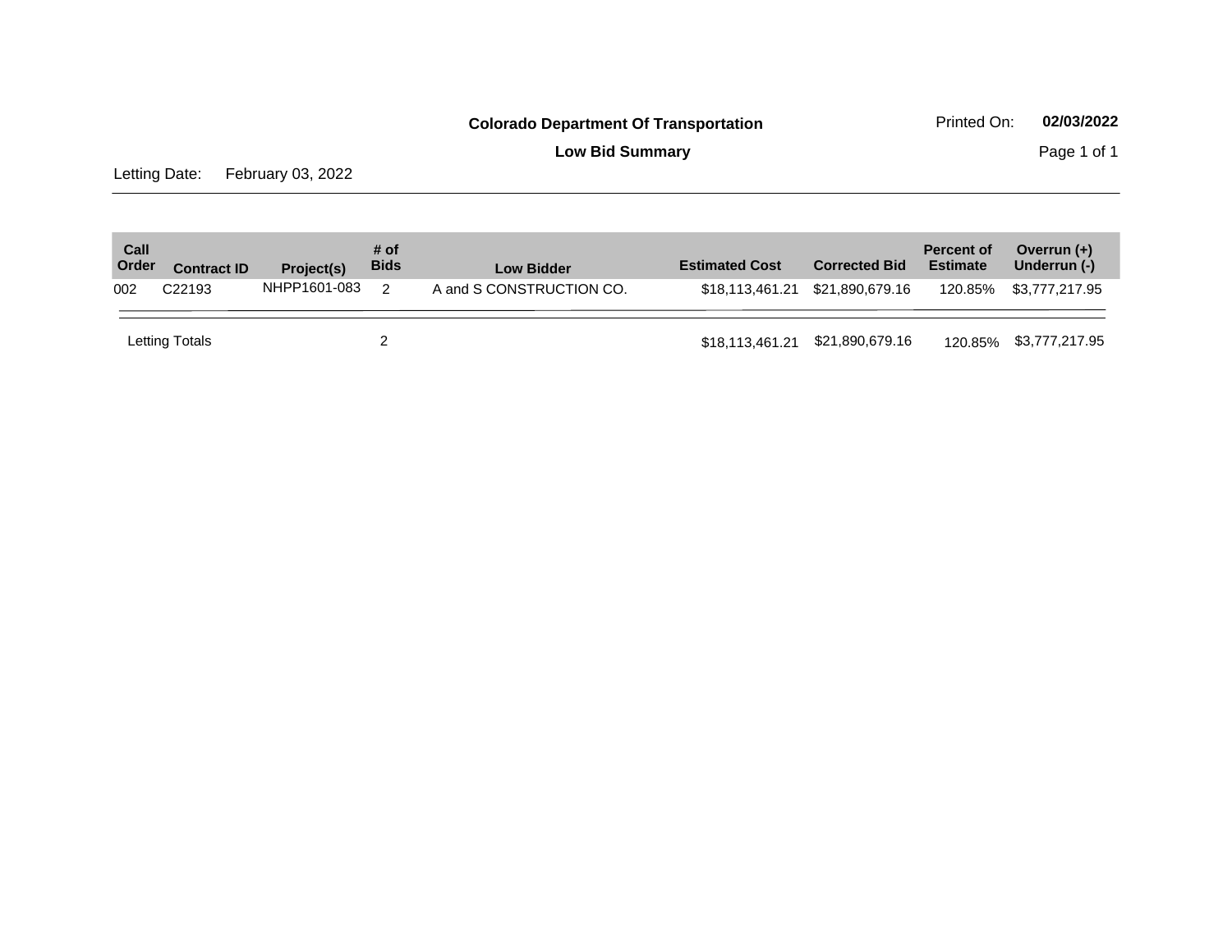**Colorado Department Of Transportation**

**Low Bid Summary**

Printed On: **02/03/2022**

Letting Date: February 03, 2022

| Call Order | Contract ID | Project(s) | # of Bids | Low Bidder | Estimated Cost | Corrected Bid | Percent of Estimate | Overrun (+) Underrun (-) |
|---|---|---|---|---|---|---|---|---|
| 002 | C22193 | NHPP1601-083 | 2 | A and S CONSTRUCTION CO. | $18,113,461.21 | $21,890,679.16 | 120.85% | $3,777,217.95 |
| Letting Totals | | | 2 | | $18,113,461.21 | $21,890,679.16 | 120.85% | $3,777,217.95 |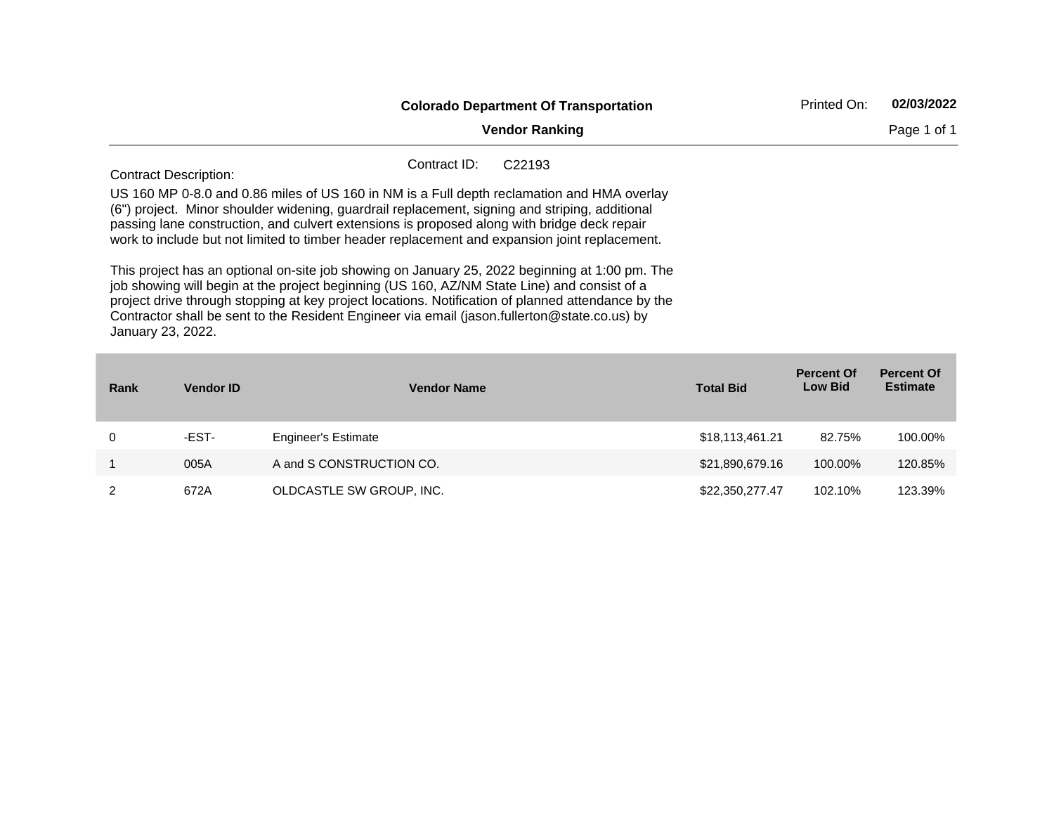**Colorado Department Of Transportation**

**Vendor Ranking**

Printed On: **02/03/2022**

Contract ID: C22193

Contract Description:

US 160 MP 0-8.0 and 0.86 miles of US 160 in NM is a Full depth reclamation and HMA overlay (6") project. Minor shoulder widening, guardrail replacement, signing and striping, additional passing lane construction, and culvert extensions is proposed along with bridge deck repair work to include but not limited to timber header replacement and expansion joint replacement.

This project has an optional on-site job showing on January 25, 2022 beginning at 1:00 pm. The job showing will begin at the project beginning (US 160, AZ/NM State Line) and consist of a project drive through stopping at key project locations. Notification of planned attendance by the Contractor shall be sent to the Resident Engineer via email (jason.fullerton@state.co.us) by January 23, 2022.

| Rank | Vendor ID | Vendor Name | Total Bid | Percent Of Low Bid | Percent Of Estimate |
|---|---|---|---|---|---|
| 0 | -EST- | Engineer's Estimate | $18,113,461.21 | 82.75% | 100.00% |
| 1 | 005A | A and S CONSTRUCTION CO. | $21,890,679.16 | 100.00% | 120.85% |
| 2 | 672A | OLDCASTLE SW GROUP, INC. | $22,350,277.47 | 102.10% | 123.39% |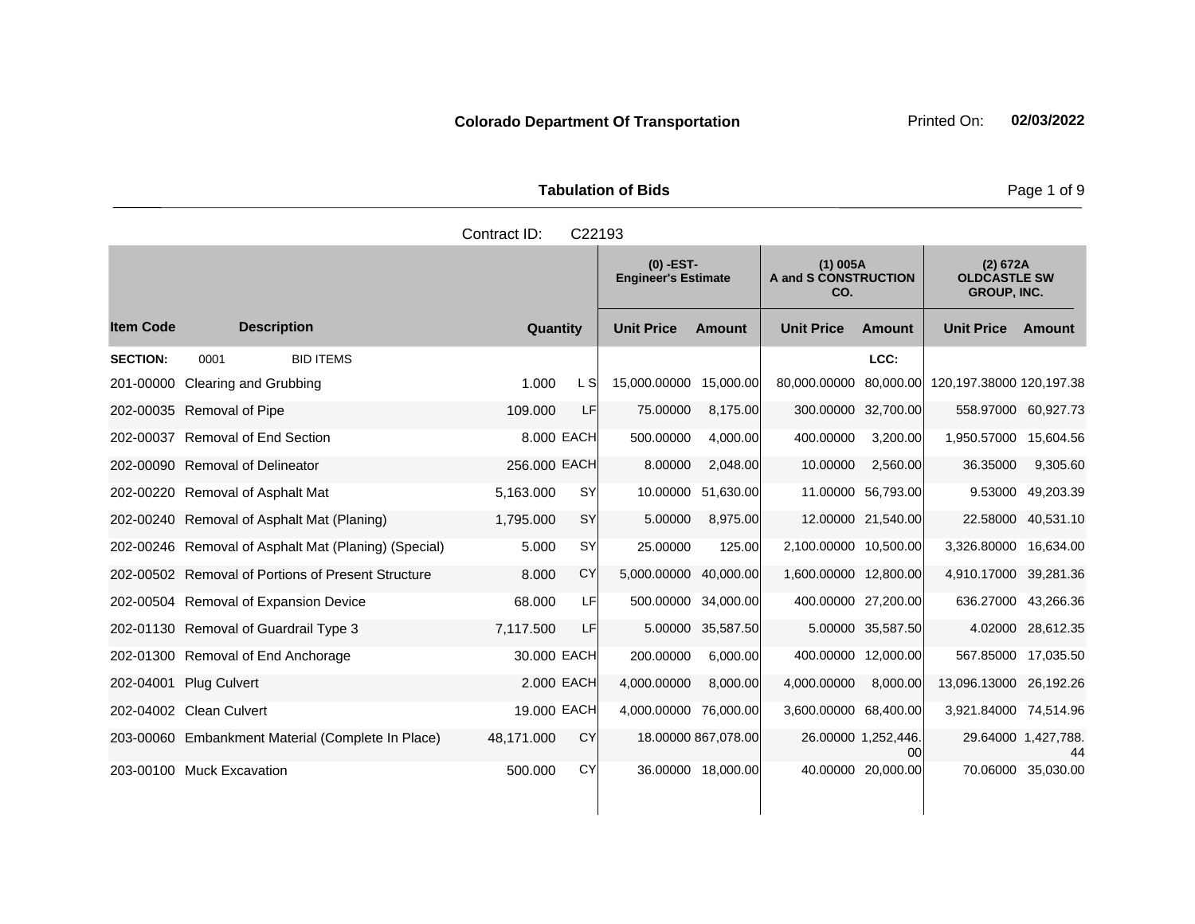**Colorado Department Of Transportation**

Printed On: **02/03/2022**

**Tabulation of Bids**

Contract ID: C22193

| Item Code | Description | Quantity | | (0) -EST- Engineer's Estimate | | (1) 005A A and S CONSTRUCTION CO. | | (2) 672A OLDCASTLE SW GROUP, INC. | |
|---|---|---|---|---|---|---|---|---|---|
| | | | | Unit Price | Amount | Unit Price | Amount | Unit Price | Amount |
| **SECTION:** | 0001 BID ITEMS | | | | | | LCC: | | |
| 201-00000 | Clearing and Grubbing | 1.000 | L S | 15,000.00000 | 15,000.00 | 80,000.00000 | 80,000.00 | 120,197.38000 | 120,197.38 |
| 202-00035 | Removal of Pipe | 109.000 | LF | 75.00000 | 8,175.00 | 300.00000 | 32,700.00 | 558.97000 | 60,927.73 |
| 202-00037 | Removal of End Section | 8.000 | EACH | 500.00000 | 4,000.00 | 400.00000 | 3,200.00 | 1,950.57000 | 15,604.56 |
| 202-00090 | Removal of Delineator | 256.000 | EACH | 8.00000 | 2,048.00 | 10.00000 | 2,560.00 | 36.35000 | 9,305.60 |
| 202-00220 | Removal of Asphalt Mat | 5,163.000 | SY | 10.00000 | 51,630.00 | 11.00000 | 56,793.00 | 9.53000 | 49,203.39 |
| 202-00240 | Removal of Asphalt Mat (Planing) | 1,795.000 | SY | 5.00000 | 8,975.00 | 12.00000 | 21,540.00 | 22.58000 | 40,531.10 |
| 202-00246 | Removal of Asphalt Mat (Planing) (Special) | 5.000 | SY | 25.00000 | 125.00 | 2,100.00000 | 10,500.00 | 3,326.80000 | 16,634.00 |
| 202-00502 | Removal of Portions of Present Structure | 8.000 | CY | 5,000.00000 | 40,000.00 | 1,600.00000 | 12,800.00 | 4,910.17000 | 39,281.36 |
| 202-00504 | Removal of Expansion Device | 68.000 | LF | 500.00000 | 34,000.00 | 400.00000 | 27,200.00 | 636.27000 | 43,266.36 |
| 202-01130 | Removal of Guardrail Type 3 | 7,117.500 | LF | 5.00000 | 35,587.50 | 5.00000 | 35,587.50 | 4.02000 | 28,612.35 |
| 202-01300 | Removal of End Anchorage | 30.000 | EACH | 200.00000 | 6,000.00 | 400.00000 | 12,000.00 | 567.85000 | 17,035.50 |
| 202-04001 | Plug Culvert | 2.000 | EACH | 4,000.00000 | 8,000.00 | 4,000.00000 | 8,000.00 | 13,096.13000 | 26,192.26 |
| 202-04002 | Clean Culvert | 19.000 | EACH | 4,000.00000 | 76,000.00 | 3,600.00000 | 68,400.00 | 3,921.84000 | 74,514.96 |
| 203-00060 | Embankment Material (Complete In Place) | 48,171.000 | CY | 18.00000 | 867,078.00 | 26.00000 | 1,252,446.00 | 29.64000 | 1,427,788.44 |
| 203-00100 | Muck Excavation | 500.000 | CY | 36.00000 | 18,000.00 | 40.00000 | 20,000.00 | 70.06000 | 35,030.00 |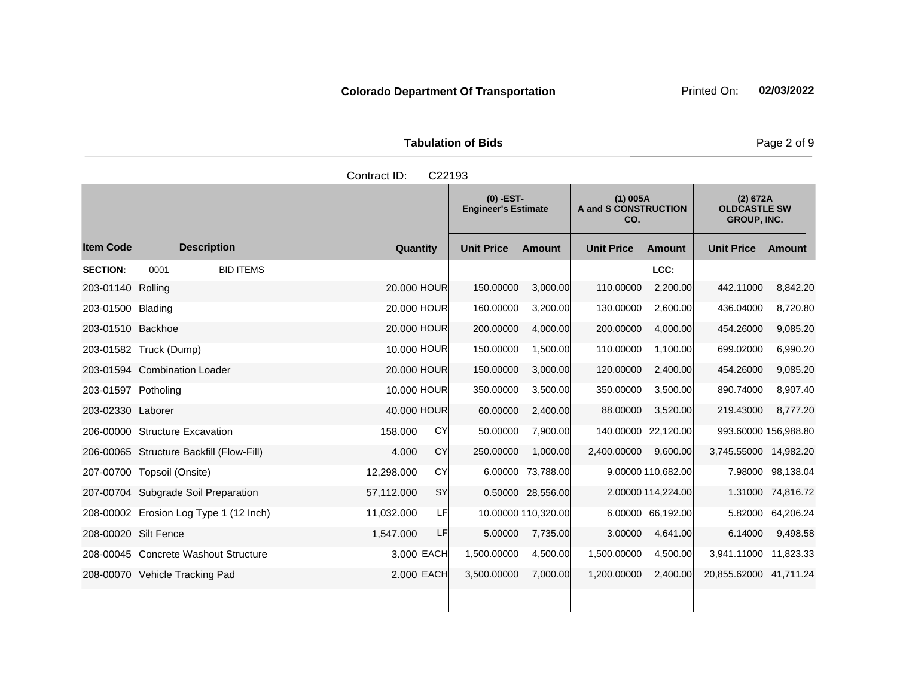**Colorado Department Of Transportation**

Printed On: **02/03/2022**

**Tabulation of Bids**

Contract ID: C22193

| Item Code | Description | Quantity | | (0) -EST- Engineer's Estimate Unit Price | (0) -EST- Engineer's Estimate Amount | (1) 005A A and S CONSTRUCTION CO. Unit Price | (1) 005A A and S CONSTRUCTION CO. Amount | (2) 672A OLDCASTLE SW GROUP, INC. Unit Price | (2) 672A OLDCASTLE SW GROUP, INC. Amount |
|---|---|---|---|---|---|---|---|---|---|
| **SECTION:** | 0001 BID ITEMS | | | | | | LCC: | | |
| 203-01140 | Rolling | 20.000 | HOUR | 150.00000 | 3,000.00 | 110.00000 | 2,200.00 | 442.11000 | 8,842.20 |
| 203-01500 | Blading | 20.000 | HOUR | 160.00000 | 3,200.00 | 130.00000 | 2,600.00 | 436.04000 | 8,720.80 |
| 203-01510 | Backhoe | 20.000 | HOUR | 200.00000 | 4,000.00 | 200.00000 | 4,000.00 | 454.26000 | 9,085.20 |
| 203-01582 | Truck (Dump) | 10.000 | HOUR | 150.00000 | 1,500.00 | 110.00000 | 1,100.00 | 699.02000 | 6,990.20 |
| 203-01594 | Combination Loader | 20.000 | HOUR | 150.00000 | 3,000.00 | 120.00000 | 2,400.00 | 454.26000 | 9,085.20 |
| 203-01597 | Potholing | 10.000 | HOUR | 350.00000 | 3,500.00 | 350.00000 | 3,500.00 | 890.74000 | 8,907.40 |
| 203-02330 | Laborer | 40.000 | HOUR | 60.00000 | 2,400.00 | 88.00000 | 3,520.00 | 219.43000 | 8,777.20 |
| 206-00000 | Structure Excavation | 158.000 | CY | 50.00000 | 7,900.00 | 140.00000 | 22,120.00 | 993.60000 | 156,988.80 |
| 206-00065 | Structure Backfill (Flow-Fill) | 4.000 | CY | 250.00000 | 1,000.00 | 2,400.00000 | 9,600.00 | 3,745.55000 | 14,982.20 |
| 207-00700 | Topsoil (Onsite) | 12,298.000 | CY | 6.00000 | 73,788.00 | 9.00000 | 110,682.00 | 7.98000 | 98,138.04 |
| 207-00704 | Subgrade Soil Preparation | 57,112.000 | SY | 0.50000 | 28,556.00 | 2.00000 | 114,224.00 | 1.31000 | 74,816.72 |
| 208-00002 | Erosion Log Type 1 (12 Inch) | 11,032.000 | LF | 10.00000 | 110,320.00 | 6.00000 | 66,192.00 | 5.82000 | 64,206.24 |
| 208-00020 | Silt Fence | 1,547.000 | LF | 5.00000 | 7,735.00 | 3.00000 | 4,641.00 | 6.14000 | 9,498.58 |
| 208-00045 | Concrete Washout Structure | 3.000 | EACH | 1,500.00000 | 4,500.00 | 1,500.00000 | 4,500.00 | 3,941.11000 | 11,823.33 |
| 208-00070 | Vehicle Tracking Pad | 2.000 | EACH | 3,500.00000 | 7,000.00 | 1,200.00000 | 2,400.00 | 20,855.62000 | 41,711.24 |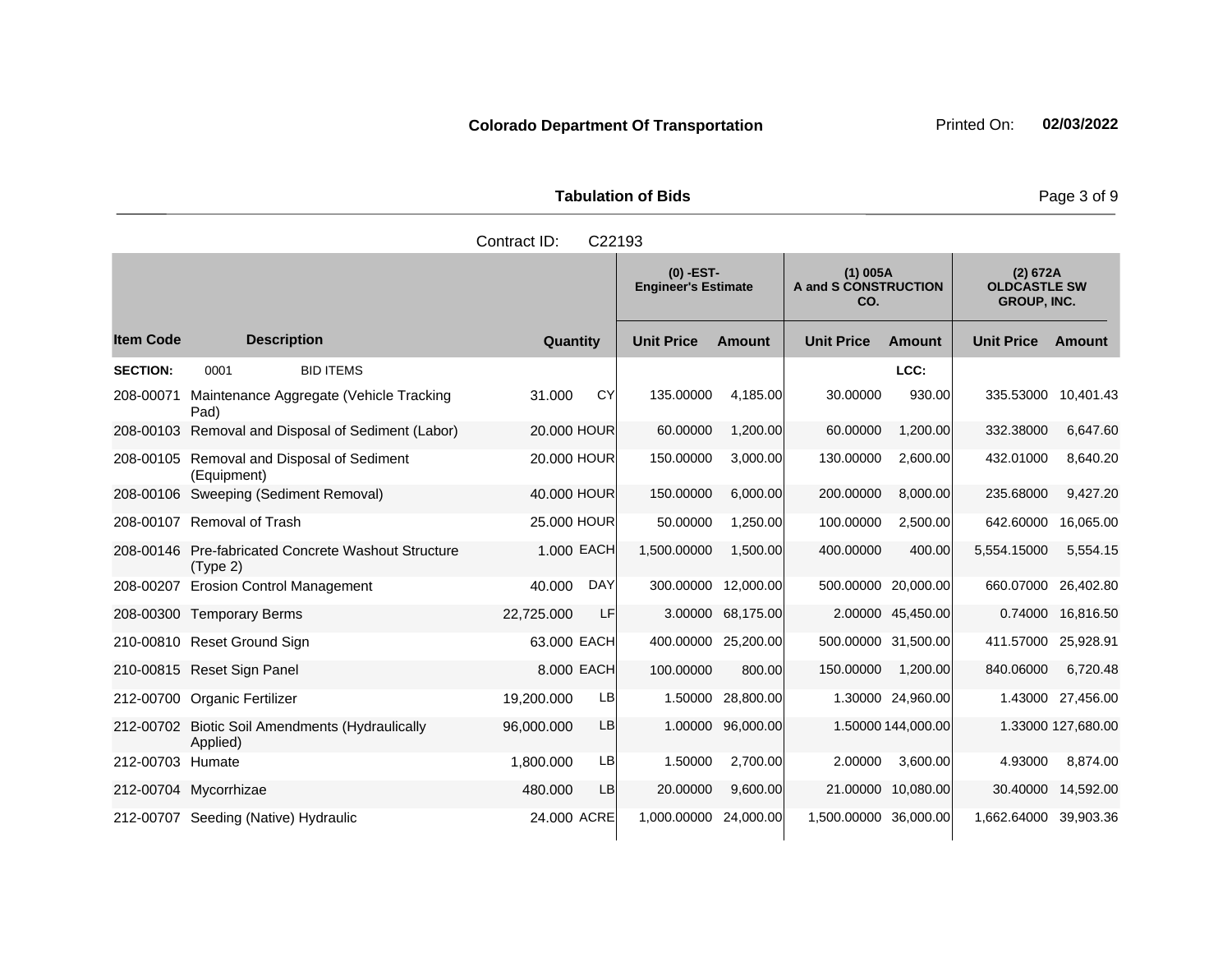**Colorado Department Of Transportation**

Printed On: **02/03/2022**

**Tabulation of Bids**

Contract ID: C22193

| | | | | (0) -EST- Engineer's Estimate | | (1) 005A A and S CONSTRUCTION CO. | | (2) 672A OLDCASTLE SW GROUP, INC. | |
|---|---|---|---|---|---|---|---|---|---|
| **Item Code** | **Description** | **Quantity** | | **Unit Price** | **Amount** | **Unit Price** | **Amount** | **Unit Price** | **Amount** |
| **SECTION:** | 0001 BID ITEMS | | | | | | LCC: | | |
| 208-00071 | Maintenance Aggregate (Vehicle Tracking Pad) | 31.000 | CY | 135.00000 | 4,185.00 | 30.00000 | 930.00 | 335.53000 | 10,401.43 |
| 208-00103 | Removal and Disposal of Sediment (Labor) | 20.000 | HOUR | 60.00000 | 1,200.00 | 60.00000 | 1,200.00 | 332.38000 | 6,647.60 |
| 208-00105 | Removal and Disposal of Sediment (Equipment) | 20.000 | HOUR | 150.00000 | 3,000.00 | 130.00000 | 2,600.00 | 432.01000 | 8,640.20 |
| 208-00106 | Sweeping (Sediment Removal) | 40.000 | HOUR | 150.00000 | 6,000.00 | 200.00000 | 8,000.00 | 235.68000 | 9,427.20 |
| 208-00107 | Removal of Trash | 25.000 | HOUR | 50.00000 | 1,250.00 | 100.00000 | 2,500.00 | 642.60000 | 16,065.00 |
| 208-00146 | Pre-fabricated Concrete Washout Structure (Type 2) | 1.000 | EACH | 1,500.00000 | 1,500.00 | 400.00000 | 400.00 | 5,554.15000 | 5,554.15 |
| 208-00207 | Erosion Control Management | 40.000 | DAY | 300.00000 | 12,000.00 | 500.00000 | 20,000.00 | 660.07000 | 26,402.80 |
| 208-00300 | Temporary Berms | 22,725.000 | LF | 3.00000 | 68,175.00 | 2.00000 | 45,450.00 | 0.74000 | 16,816.50 |
| 210-00810 | Reset Ground Sign | 63.000 | EACH | 400.00000 | 25,200.00 | 500.00000 | 31,500.00 | 411.57000 | 25,928.91 |
| 210-00815 | Reset Sign Panel | 8.000 | EACH | 100.00000 | 800.00 | 150.00000 | 1,200.00 | 840.06000 | 6,720.48 |
| 212-00700 | Organic Fertilizer | 19,200.000 | LB | 1.50000 | 28,800.00 | 1.30000 | 24,960.00 | 1.43000 | 27,456.00 |
| 212-00702 | Biotic Soil Amendments (Hydraulically Applied) | 96,000.000 | LB | 1.00000 | 96,000.00 | 1.50000 | 144,000.00 | 1.33000 | 127,680.00 |
| 212-00703 | Humate | 1,800.000 | LB | 1.50000 | 2,700.00 | 2.00000 | 3,600.00 | 4.93000 | 8,874.00 |
| 212-00704 | Mycorrhizae | 480.000 | LB | 20.00000 | 9,600.00 | 21.00000 | 10,080.00 | 30.40000 | 14,592.00 |
| 212-00707 | Seeding (Native) Hydraulic | 24.000 | ACRE | 1,000.00000 | 24,000.00 | 1,500.00000 | 36,000.00 | 1,662.64000 | 39,903.36 |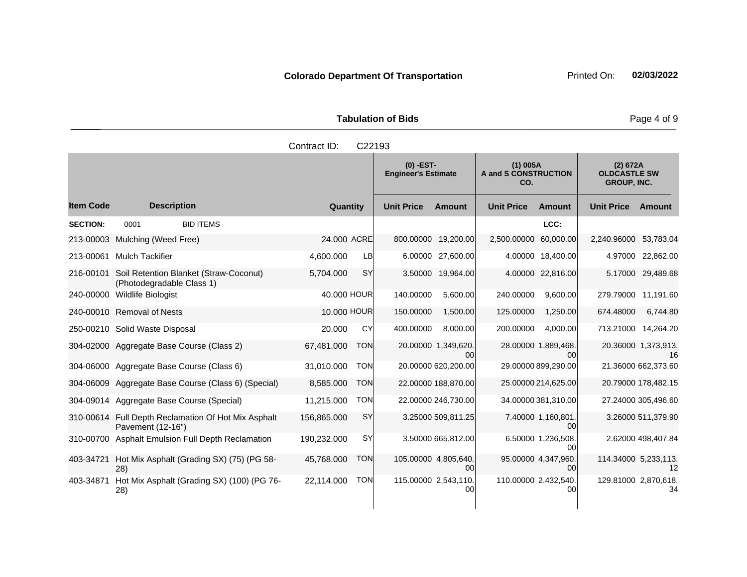**Colorado Department Of Transportation** Printed On: **02/03/2022**

**Tabulation of Bids**

Contract ID: C22193

| | | | | (0) -EST- Engineer's Estimate | | (1) 005A A and S CONSTRUCTION CO. | | (2) 672A OLDCASTLE SW GROUP, INC. | |
|---|---|---|---|---|---|---|---|---|---|
| **Item Code** | **Description** | **Quantity** | | **Unit Price** | **Amount** | **Unit Price** | **Amount** | **Unit Price** | **Amount** |
| **SECTION:** | 0001 BID ITEMS | | | | | | **LCC:** | | |
| 213-00003 | Mulching (Weed Free) | 24.000 | ACRE | 800.00000 | 19,200.00 | 2,500.00000 | 60,000.00 | 2,240.96000 | 53,783.04 |
| 213-00061 | Mulch Tackifier | 4,600.000 | LB | 6.00000 | 27,600.00 | 4.00000 | 18,400.00 | 4.97000 | 22,862.00 |
| 216-00101 | Soil Retention Blanket (Straw-Coconut) (Photodegradable Class 1) | 5,704.000 | SY | 3.50000 | 19,964.00 | 4.00000 | 22,816.00 | 5.17000 | 29,489.68 |
| 240-00000 | Wildlife Biologist | 40.000 | HOUR | 140.00000 | 5,600.00 | 240.00000 | 9,600.00 | 279.79000 | 11,191.60 |
| 240-00010 | Removal of Nests | 10.000 | HOUR | 150.00000 | 1,500.00 | 125.00000 | 1,250.00 | 674.48000 | 6,744.80 |
| 250-00210 | Solid Waste Disposal | 20.000 | CY | 400.00000 | 8,000.00 | 200.00000 | 4,000.00 | 713.21000 | 14,264.20 |
| 304-02000 | Aggregate Base Course (Class 2) | 67,481.000 | TON | 20.00000 | 1,349,620.00 | 28.00000 | 1,889,468.00 | 20.36000 | 1,373,913.16 |
| 304-06000 | Aggregate Base Course (Class 6) | 31,010.000 | TON | 20.00000 | 620,200.00 | 29.00000 | 899,290.00 | 21.36000 | 662,373.60 |
| 304-06009 | Aggregate Base Course (Class 6) (Special) | 8,585.000 | TON | 22.00000 | 188,870.00 | 25.00000 | 214,625.00 | 20.79000 | 178,482.15 |
| 304-09014 | Aggregate Base Course (Special) | 11,215.000 | TON | 22.00000 | 246,730.00 | 34.00000 | 381,310.00 | 27.24000 | 305,496.60 |
| 310-00614 | Full Depth Reclamation Of Hot Mix Asphalt Pavement (12-16") | 156,865.000 | SY | 3.25000 | 509,811.25 | 7.40000 | 1,160,801.00 | 3.26000 | 511,379.90 |
| 310-00700 | Asphalt Emulsion Full Depth Reclamation | 190,232.000 | SY | 3.50000 | 665,812.00 | 6.50000 | 1,236,508.00 | 2.62000 | 498,407.84 |
| 403-34721 | Hot Mix Asphalt (Grading SX) (75) (PG 58-28) | 45,768.000 | TON | 105.00000 | 4,805,640.00 | 95.00000 | 4,347,960.00 | 114.34000 | 5,233,113.12 |
| 403-34871 | Hot Mix Asphalt (Grading SX) (100) (PG 76-28) | 22,114.000 | TON | 115.00000 | 2,543,110.00 | 110.00000 | 2,432,540.00 | 129.81000 | 2,870,618.34 |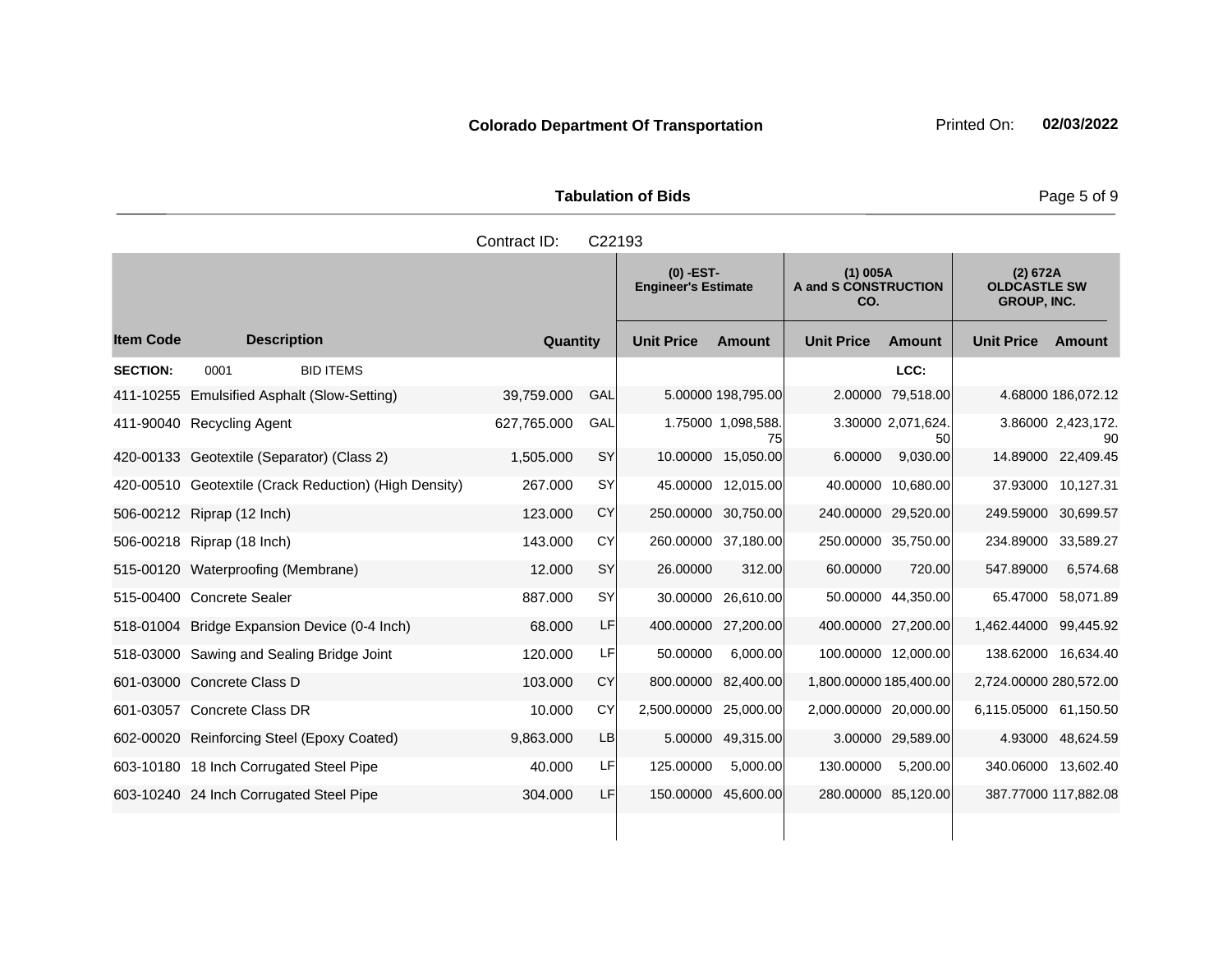**Colorado Department Of Transportation** Printed On: **02/03/2022**

**Tabulation of Bids**

Contract ID: C22193

| Item Code | Description | Quantity | | (0) -EST- Engineer's Estimate | | (1) 005A A and S CONSTRUCTION CO. | | (2) 672A OLDCASTLE SW GROUP, INC. | |
|---|---|---|---|---|---|---|---|---|---|
| | | | | Unit Price | Amount | Unit Price | Amount | Unit Price | Amount |
| **SECTION:** | 0001 BID ITEMS | | | | | | LCC: | | |
| 411-10255 | Emulsified Asphalt (Slow-Setting) | 39,759.000 | GAL | 5.00000 | 198,795.00 | 2.00000 | 79,518.00 | 4.68000 | 186,072.12 |
| 411-90040 | Recycling Agent | 627,765.000 | GAL | 1.75000 | 1,098,588.75 | 3.30000 | 2,071,624.50 | 3.86000 | 2,423,172.90 |
| 420-00133 | Geotextile (Separator) (Class 2) | 1,505.000 | SY | 10.00000 | 15,050.00 | 6.00000 | 9,030.00 | 14.89000 | 22,409.45 |
| 420-00510 | Geotextile (Crack Reduction) (High Density) | 267.000 | SY | 45.00000 | 12,015.00 | 40.00000 | 10,680.00 | 37.93000 | 10,127.31 |
| 506-00212 | Riprap (12 Inch) | 123.000 | CY | 250.00000 | 30,750.00 | 240.00000 | 29,520.00 | 249.59000 | 30,699.57 |
| 506-00218 | Riprap (18 Inch) | 143.000 | CY | 260.00000 | 37,180.00 | 250.00000 | 35,750.00 | 234.89000 | 33,589.27 |
| 515-00120 | Waterproofing (Membrane) | 12.000 | SY | 26.00000 | 312.00 | 60.00000 | 720.00 | 547.89000 | 6,574.68 |
| 515-00400 | Concrete Sealer | 887.000 | SY | 30.00000 | 26,610.00 | 50.00000 | 44,350.00 | 65.47000 | 58,071.89 |
| 518-01004 | Bridge Expansion Device (0-4 Inch) | 68.000 | LF | 400.00000 | 27,200.00 | 400.00000 | 27,200.00 | 1,462.44000 | 99,445.92 |
| 518-03000 | Sawing and Sealing Bridge Joint | 120.000 | LF | 50.00000 | 6,000.00 | 100.00000 | 12,000.00 | 138.62000 | 16,634.40 |
| 601-03000 | Concrete Class D | 103.000 | CY | 800.00000 | 82,400.00 | 1,800.00000 | 185,400.00 | 2,724.00000 | 280,572.00 |
| 601-03057 | Concrete Class DR | 10.000 | CY | 2,500.00000 | 25,000.00 | 2,000.00000 | 20,000.00 | 6,115.05000 | 61,150.50 |
| 602-00020 | Reinforcing Steel (Epoxy Coated) | 9,863.000 | LB | 5.00000 | 49,315.00 | 3.00000 | 29,589.00 | 4.93000 | 48,624.59 |
| 603-10180 | 18 Inch Corrugated Steel Pipe | 40.000 | LF | 125.00000 | 5,000.00 | 130.00000 | 5,200.00 | 340.06000 | 13,602.40 |
| 603-10240 | 24 Inch Corrugated Steel Pipe | 304.000 | LF | 150.00000 | 45,600.00 | 280.00000 | 85,120.00 | 387.77000 | 117,882.08 |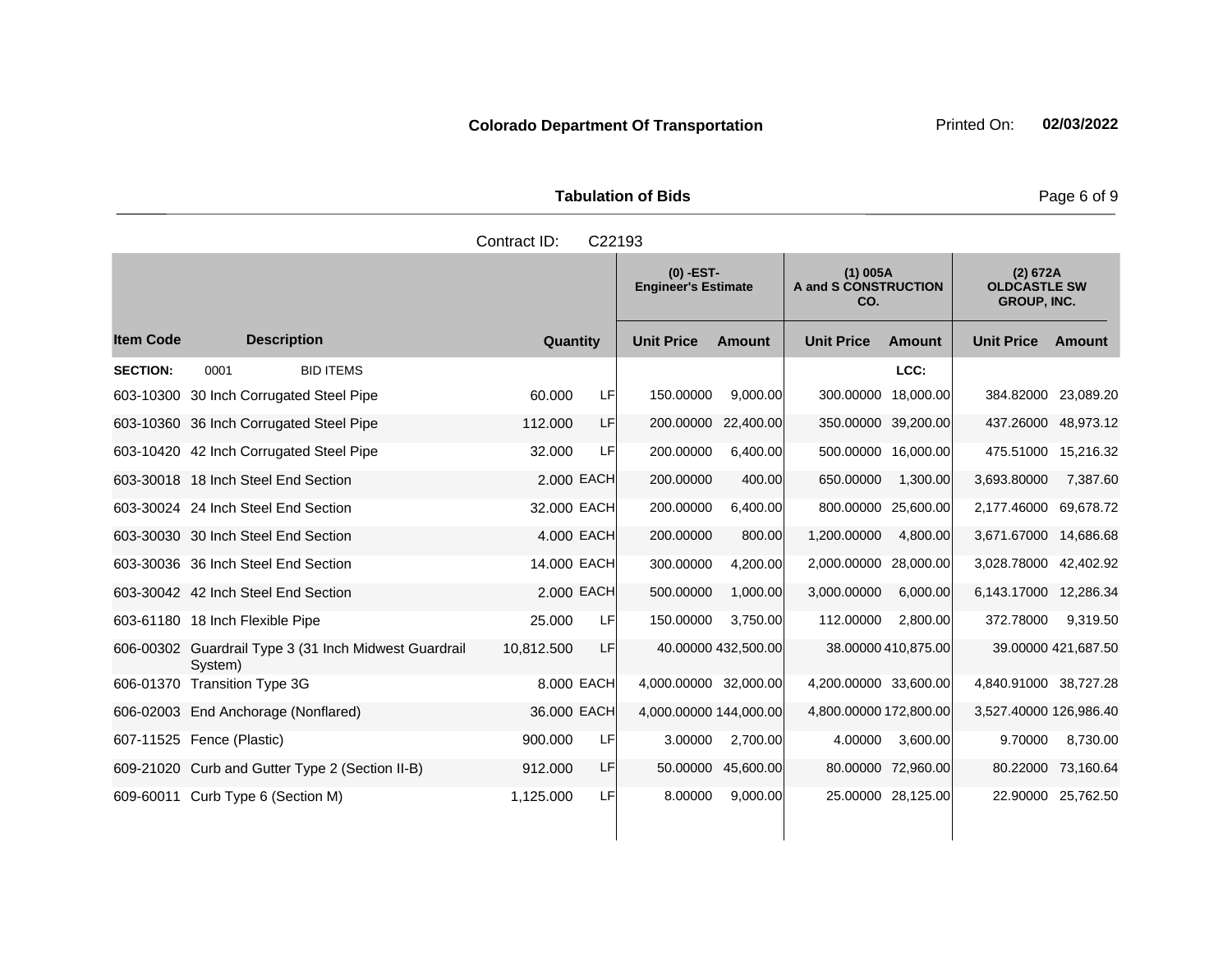**Colorado Department Of Transportation** Printed On: **02/03/2022**

**Tabulation of Bids**

Contract ID: C22193

| | | | | (0) -EST- Engineer's Estimate | | (1) 005A A and S CONSTRUCTION CO. | | (2) 672A OLDCASTLE SW GROUP, INC. | |
|---|---|---|---|---|---|---|---|---|---|
| **Item Code** | **Description** | **Quantity** | | **Unit Price** | **Amount** | **Unit Price** | **Amount** | **Unit Price** | **Amount** |
| **SECTION:** | 0001 BID ITEMS | | | | | | LCC: | | |
| 603-10300 | 30 Inch Corrugated Steel Pipe | 60.000 | LF | 150.00000 | 9,000.00 | 300.00000 | 18,000.00 | 384.82000 | 23,089.20 |
| 603-10360 | 36 Inch Corrugated Steel Pipe | 112.000 | LF | 200.00000 | 22,400.00 | 350.00000 | 39,200.00 | 437.26000 | 48,973.12 |
| 603-10420 | 42 Inch Corrugated Steel Pipe | 32.000 | LF | 200.00000 | 6,400.00 | 500.00000 | 16,000.00 | 475.51000 | 15,216.32 |
| 603-30018 | 18 Inch Steel End Section | 2.000 | EACH | 200.00000 | 400.00 | 650.00000 | 1,300.00 | 3,693.80000 | 7,387.60 |
| 603-30024 | 24 Inch Steel End Section | 32.000 | EACH | 200.00000 | 6,400.00 | 800.00000 | 25,600.00 | 2,177.46000 | 69,678.72 |
| 603-30030 | 30 Inch Steel End Section | 4.000 | EACH | 200.00000 | 800.00 | 1,200.00000 | 4,800.00 | 3,671.67000 | 14,686.68 |
| 603-30036 | 36 Inch Steel End Section | 14.000 | EACH | 300.00000 | 4,200.00 | 2,000.00000 | 28,000.00 | 3,028.78000 | 42,402.92 |
| 603-30042 | 42 Inch Steel End Section | 2.000 | EACH | 500.00000 | 1,000.00 | 3,000.00000 | 6,000.00 | 6,143.17000 | 12,286.34 |
| 603-61180 | 18 Inch Flexible Pipe | 25.000 | LF | 150.00000 | 3,750.00 | 112.00000 | 2,800.00 | 372.78000 | 9,319.50 |
| 606-00302 | Guardrail Type 3 (31 Inch Midwest Guardrail System) | 10,812.500 | LF | 40.00000 | 432,500.00 | 38.00000 | 410,875.00 | 39.00000 | 421,687.50 |
| 606-01370 | Transition Type 3G | 8.000 | EACH | 4,000.00000 | 32,000.00 | 4,200.00000 | 33,600.00 | 4,840.91000 | 38,727.28 |
| 606-02003 | End Anchorage (Nonflared) | 36.000 | EACH | 4,000.00000 | 144,000.00 | 4,800.00000 | 172,800.00 | 3,527.40000 | 126,986.40 |
| 607-11525 | Fence (Plastic) | 900.000 | LF | 3.00000 | 2,700.00 | 4.00000 | 3,600.00 | 9.70000 | 8,730.00 |
| 609-21020 | Curb and Gutter Type 2 (Section II-B) | 912.000 | LF | 50.00000 | 45,600.00 | 80.00000 | 72,960.00 | 80.22000 | 73,160.64 |
| 609-60011 | Curb Type 6 (Section M) | 1,125.000 | LF | 8.00000 | 9,000.00 | 25.00000 | 28,125.00 | 22.90000 | 25,762.50 |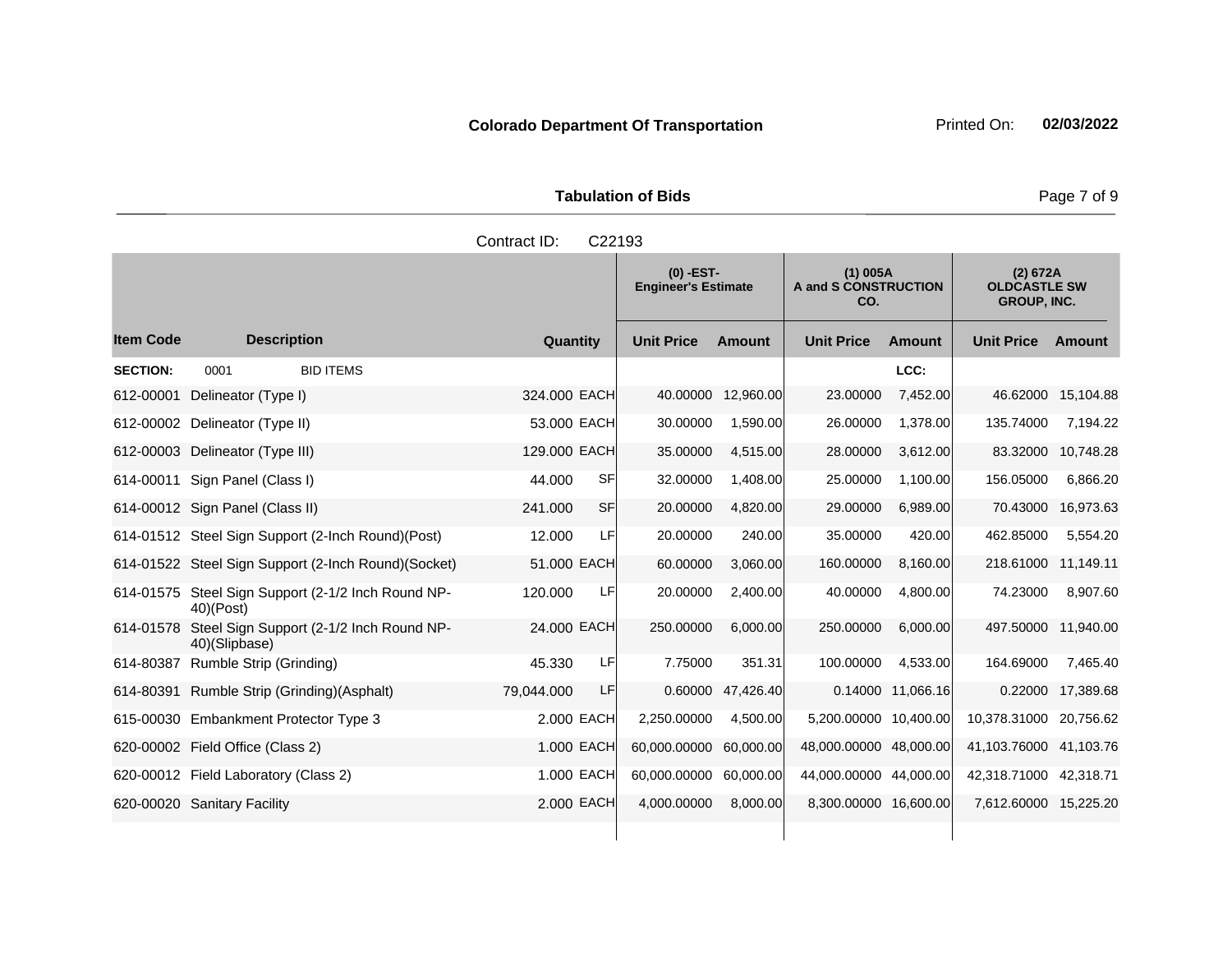**Colorado Department Of Transportation** Printed On: **02/03/2022**

**Tabulation of Bids**

Contract ID: C22193

| Item Code | Description | Quantity | | (0) -EST- Engineer's Estimate | | (1) 005A A and S CONSTRUCTION CO. | | (2) 672A OLDCASTLE SW GROUP, INC. | |
|---|---|---|---|---|---|---|---|---|---|
| | | | | Unit Price | Amount | Unit Price | Amount | Unit Price | Amount |
| **SECTION:** | 0001 BID ITEMS | | | | | | LCC: | | |
| 612-00001 | Delineator (Type I) | 324.000 | EACH | 40.00000 | 12,960.00 | 23.00000 | 7,452.00 | 46.62000 | 15,104.88 |
| 612-00002 | Delineator (Type II) | 53.000 | EACH | 30.00000 | 1,590.00 | 26.00000 | 1,378.00 | 135.74000 | 7,194.22 |
| 612-00003 | Delineator (Type III) | 129.000 | EACH | 35.00000 | 4,515.00 | 28.00000 | 3,612.00 | 83.32000 | 10,748.28 |
| 614-00011 | Sign Panel (Class I) | 44.000 | SF | 32.00000 | 1,408.00 | 25.00000 | 1,100.00 | 156.05000 | 6,866.20 |
| 614-00012 | Sign Panel (Class II) | 241.000 | SF | 20.00000 | 4,820.00 | 29.00000 | 6,989.00 | 70.43000 | 16,973.63 |
| 614-01512 | Steel Sign Support (2-Inch Round)(Post) | 12.000 | LF | 20.00000 | 240.00 | 35.00000 | 420.00 | 462.85000 | 5,554.20 |
| 614-01522 | Steel Sign Support (2-Inch Round)(Socket) | 51.000 | EACH | 60.00000 | 3,060.00 | 160.00000 | 8,160.00 | 218.61000 | 11,149.11 |
| 614-01575 | Steel Sign Support (2-1/2 Inch Round NP-40)(Post) | 120.000 | LF | 20.00000 | 2,400.00 | 40.00000 | 4,800.00 | 74.23000 | 8,907.60 |
| 614-01578 | Steel Sign Support (2-1/2 Inch Round NP-40)(Slipbase) | 24.000 | EACH | 250.00000 | 6,000.00 | 250.00000 | 6,000.00 | 497.50000 | 11,940.00 |
| 614-80387 | Rumble Strip (Grinding) | 45.330 | LF | 7.75000 | 351.31 | 100.00000 | 4,533.00 | 164.69000 | 7,465.40 |
| 614-80391 | Rumble Strip (Grinding)(Asphalt) | 79,044.000 | LF | 0.60000 | 47,426.40 | 0.14000 | 11,066.16 | 0.22000 | 17,389.68 |
| 615-00030 | Embankment Protector Type 3 | 2.000 | EACH | 2,250.00000 | 4,500.00 | 5,200.00000 | 10,400.00 | 10,378.31000 | 20,756.62 |
| 620-00002 | Field Office (Class 2) | 1.000 | EACH | 60,000.00000 | 60,000.00 | 48,000.00000 | 48,000.00 | 41,103.76000 | 41,103.76 |
| 620-00012 | Field Laboratory (Class 2) | 1.000 | EACH | 60,000.00000 | 60,000.00 | 44,000.00000 | 44,000.00 | 42,318.71000 | 42,318.71 |
| 620-00020 | Sanitary Facility | 2.000 | EACH | 4,000.00000 | 8,000.00 | 8,300.00000 | 16,600.00 | 7,612.60000 | 15,225.20 |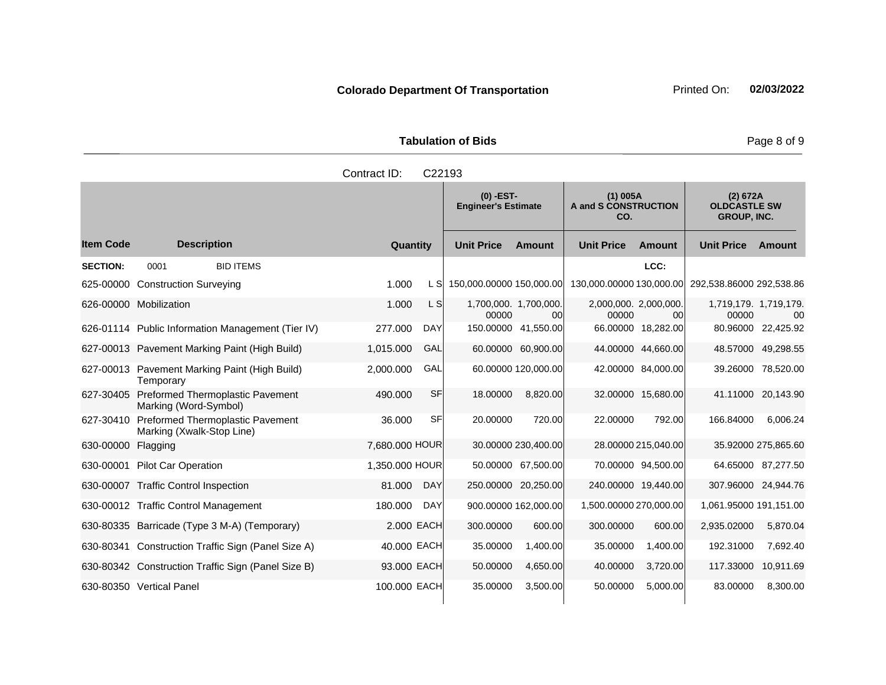**Colorado Department Of Transportation** Printed On: **02/03/2022**

**Tabulation of Bids**

Contract ID: C22193

| Item Code | Description | Quantity | | (0) -EST- Engineer's Estimate | | (1) 005A A and S CONSTRUCTION CO. | | (2) 672A OLDCASTLE SW GROUP, INC. | |
|---|---|---|---|---|---|---|---|---|---|
| | | | | Unit Price | Amount | Unit Price | Amount | Unit Price | Amount |
| **SECTION:** | 0001 BID ITEMS | | | | | LCC: | | | |
| 625-00000 | Construction Surveying | 1.000 | L S | 150,000.00000 | 150,000.00 | 130,000.00000 | 130,000.00 | 292,538.86000 | 292,538.86 |
| 626-00000 | Mobilization | 1.000 | L S | 1,700,000.00000 | 1,700,000.00 | 2,000,000.00000 | 2,000,000.00 | 1,719,179.00000 | 1,719,179.00 |
| 626-01114 | Public Information Management (Tier IV) | 277.000 | DAY | 150.00000 | 41,550.00 | 66.00000 | 18,282.00 | 80.96000 | 22,425.92 |
| 627-00013 | Pavement Marking Paint (High Build) | 1,015.000 | GAL | 60.00000 | 60,900.00 | 44.00000 | 44,660.00 | 48.57000 | 49,298.55 |
| 627-00013 | Pavement Marking Paint (High Build) Temporary | 2,000.000 | GAL | 60.00000 | 120,000.00 | 42.00000 | 84,000.00 | 39.26000 | 78,520.00 |
| 627-30405 | Preformed Thermoplastic Pavement Marking (Word-Symbol) | 490.000 | SF | 18.00000 | 8,820.00 | 32.00000 | 15,680.00 | 41.11000 | 20,143.90 |
| 627-30410 | Preformed Thermoplastic Pavement Marking (Xwalk-Stop Line) | 36.000 | SF | 20.00000 | 720.00 | 22.00000 | 792.00 | 166.84000 | 6,006.24 |
| 630-00000 | Flagging | 7,680.000 | HOUR | 30.00000 | 230,400.00 | 28.00000 | 215,040.00 | 35.92000 | 275,865.60 |
| 630-00001 | Pilot Car Operation | 1,350.000 | HOUR | 50.00000 | 67,500.00 | 70.00000 | 94,500.00 | 64.65000 | 87,277.50 |
| 630-00007 | Traffic Control Inspection | 81.000 | DAY | 250.00000 | 20,250.00 | 240.00000 | 19,440.00 | 307.96000 | 24,944.76 |
| 630-00012 | Traffic Control Management | 180.000 | DAY | 900.00000 | 162,000.00 | 1,500.00000 | 270,000.00 | 1,061.95000 | 191,151.00 |
| 630-80335 | Barricade (Type 3 M-A) (Temporary) | 2.000 | EACH | 300.00000 | 600.00 | 300.00000 | 600.00 | 2,935.02000 | 5,870.04 |
| 630-80341 | Construction Traffic Sign (Panel Size A) | 40.000 | EACH | 35.00000 | 1,400.00 | 35.00000 | 1,400.00 | 192.31000 | 7,692.40 |
| 630-80342 | Construction Traffic Sign (Panel Size B) | 93.000 | EACH | 50.00000 | 4,650.00 | 40.00000 | 3,720.00 | 117.33000 | 10,911.69 |
| 630-80350 | Vertical Panel | 100.000 | EACH | 35.00000 | 3,500.00 | 50.00000 | 5,000.00 | 83.00000 | 8,300.00 |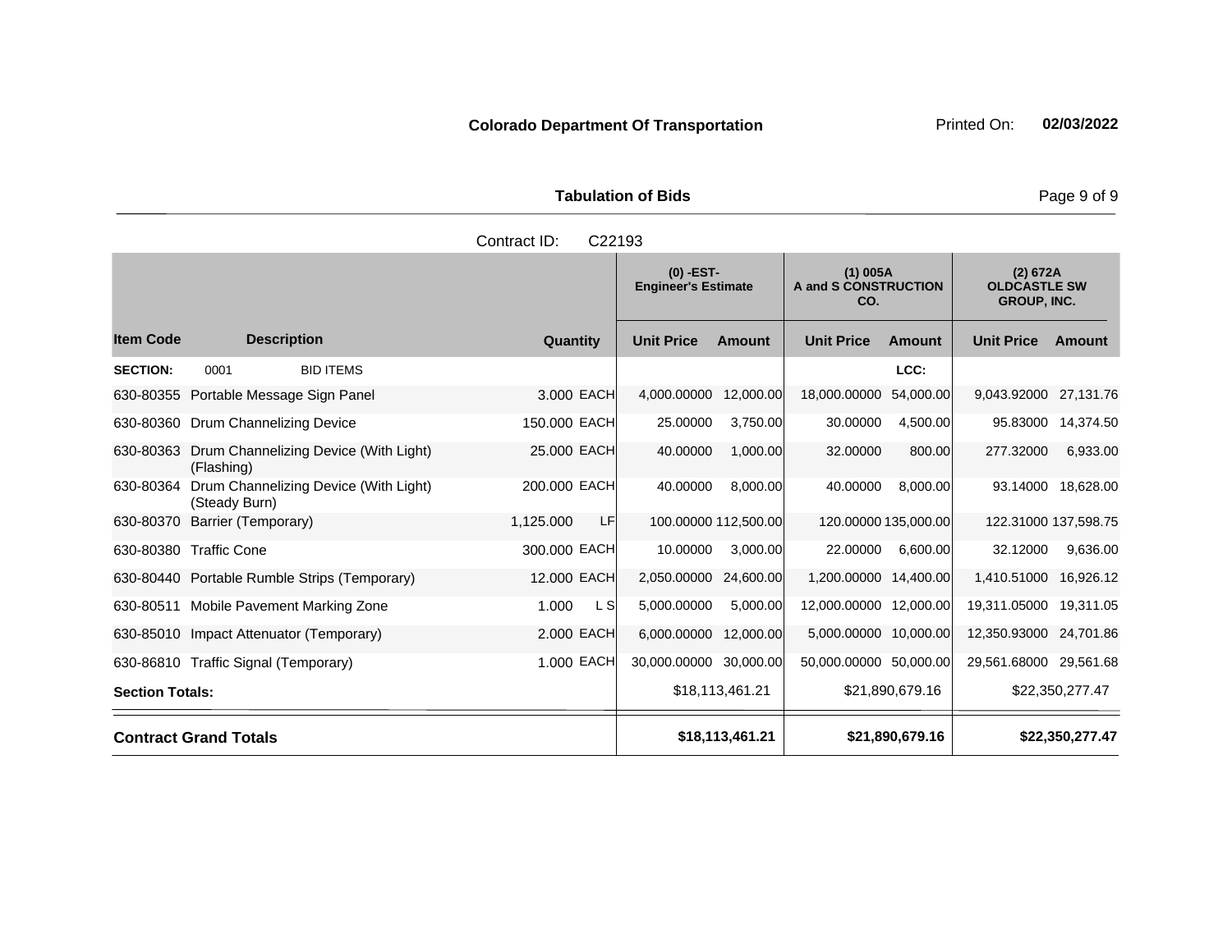**Colorado Department Of Transportation** Printed On: **02/03/2022**

**Tabulation of Bids**

Contract ID: C22193

| Item Code | Description | Quantity | | (0) -EST- Engineer's Estimate Unit Price | Amount | (1) 005A A and S CONSTRUCTION CO. Unit Price | Amount | (2) 672A OLDCASTLE SW GROUP, INC. Unit Price | Amount |
|---|---|---|---|---|---|---|---|---|---|
| **SECTION:** | 0001 BID ITEMS | | | | | | LCC: | | |
| 630-80355 | Portable Message Sign Panel | 3.000 | EACH | 4,000.00000 | 12,000.00 | 18,000.00000 | 54,000.00 | 9,043.92000 | 27,131.76 |
| 630-80360 | Drum Channelizing Device | 150.000 | EACH | 25.00000 | 3,750.00 | 30.00000 | 4,500.00 | 95.83000 | 14,374.50 |
| 630-80363 | Drum Channelizing Device (With Light) (Flashing) | 25.000 | EACH | 40.00000 | 1,000.00 | 32.00000 | 800.00 | 277.32000 | 6,933.00 |
| 630-80364 | Drum Channelizing Device (With Light) (Steady Burn) | 200.000 | EACH | 40.00000 | 8,000.00 | 40.00000 | 8,000.00 | 93.14000 | 18,628.00 |
| 630-80370 | Barrier (Temporary) | 1,125.000 | LF | 100.00000 | 112,500.00 | 120.00000 | 135,000.00 | 122.31000 | 137,598.75 |
| 630-80380 | Traffic Cone | 300.000 | EACH | 10.00000 | 3,000.00 | 22.00000 | 6,600.00 | 32.12000 | 9,636.00 |
| 630-80440 | Portable Rumble Strips (Temporary) | 12.000 | EACH | 2,050.00000 | 24,600.00 | 1,200.00000 | 14,400.00 | 1,410.51000 | 16,926.12 |
| 630-80511 | Mobile Pavement Marking Zone | 1.000 | L S | 5,000.00000 | 5,000.00 | 12,000.00000 | 12,000.00 | 19,311.05000 | 19,311.05 |
| 630-85010 | Impact Attenuator (Temporary) | 2.000 | EACH | 6,000.00000 | 12,000.00 | 5,000.00000 | 10,000.00 | 12,350.93000 | 24,701.86 |
| 630-86810 | Traffic Signal (Temporary) | 1.000 | EACH | 30,000.00000 | 30,000.00 | 50,000.00000 | 50,000.00 | 29,561.68000 | 29,561.68 |
| **Section Totals:** | | | | | $18,113,461.21 | | $21,890,679.16 | | $22,350,277.47 |
| **Contract Grand Totals** | | | | | **$18,113,461.21** | | **$21,890,679.16** | | **$22,350,277.47** |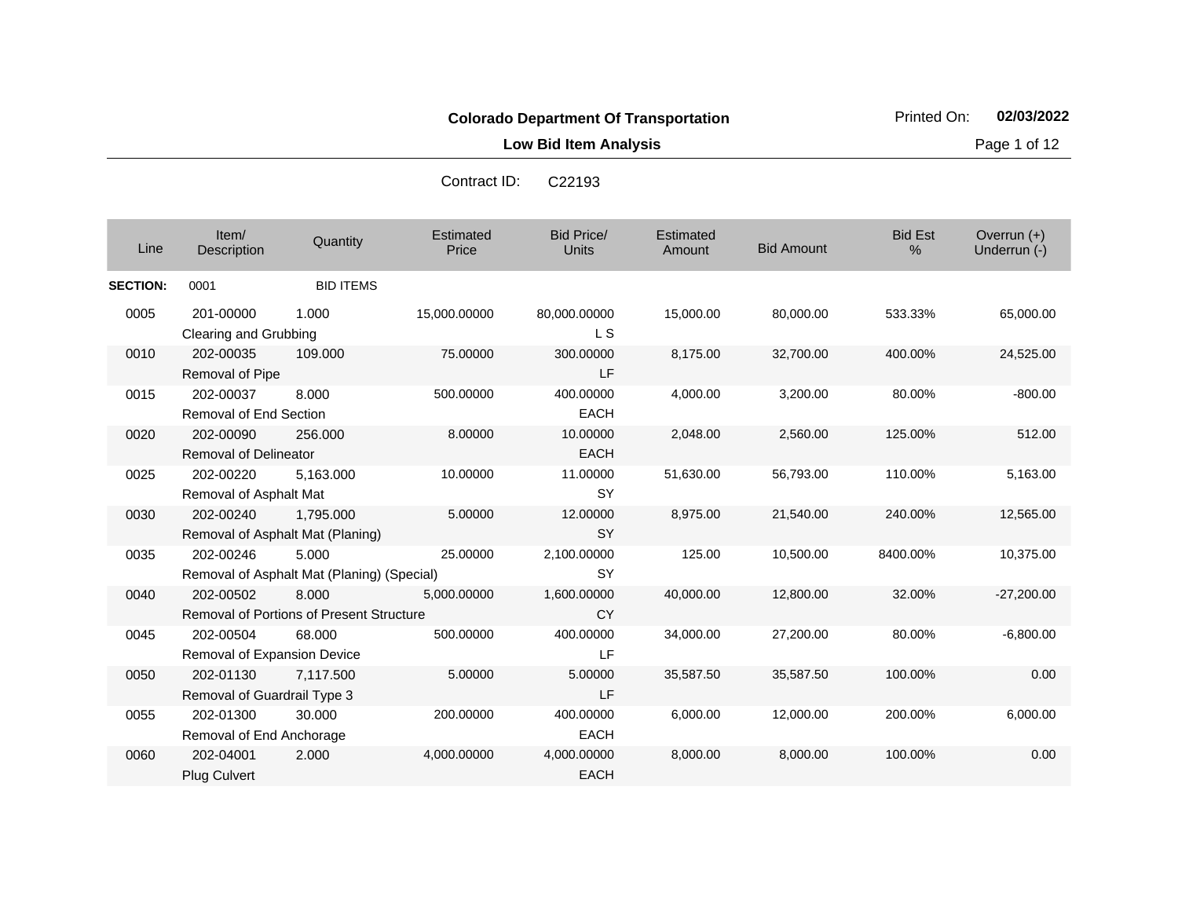**Colorado Department Of Transportation**

Printed On: **02/03/2022**

**Low Bid Item Analysis**

Contract ID: C22193

| Line | Item/ Description | Quantity | Estimated Price | Bid Price/ Units | Estimated Amount | Bid Amount | Bid Est % | Overrun (+) Underrun (-) |
|---|---|---|---|---|---|---|---|---|
| **SECTION:** | 0001 | BID ITEMS | | | | | | |
| 0005 | 201-00000 Clearing and Grubbing | 1.000 | 15,000.00000 | 80,000.00000 L S | 15,000.00 | 80,000.00 | 533.33% | 65,000.00 |
| 0010 | 202-00035 Removal of Pipe | 109.000 | 75.00000 | 300.00000 LF | 8,175.00 | 32,700.00 | 400.00% | 24,525.00 |
| 0015 | 202-00037 Removal of End Section | 8.000 | 500.00000 | 400.00000 EACH | 4,000.00 | 3,200.00 | 80.00% | -800.00 |
| 0020 | 202-00090 Removal of Delineator | 256.000 | 8.00000 | 10.00000 EACH | 2,048.00 | 2,560.00 | 125.00% | 512.00 |
| 0025 | 202-00220 Removal of Asphalt Mat | 5,163.000 | 10.00000 | 11.00000 SY | 51,630.00 | 56,793.00 | 110.00% | 5,163.00 |
| 0030 | 202-00240 Removal of Asphalt Mat (Planing) | 1,795.000 | 5.00000 | 12.00000 SY | 8,975.00 | 21,540.00 | 240.00% | 12,565.00 |
| 0035 | 202-00246 Removal of Asphalt Mat (Planing) (Special) | 5.000 | 25.00000 | 2,100.00000 SY | 125.00 | 10,500.00 | 8400.00% | 10,375.00 |
| 0040 | 202-00502 Removal of Portions of Present Structure | 8.000 | 5,000.00000 | 1,600.00000 CY | 40,000.00 | 12,800.00 | 32.00% | -27,200.00 |
| 0045 | 202-00504 Removal of Expansion Device | 68.000 | 500.00000 | 400.00000 LF | 34,000.00 | 27,200.00 | 80.00% | -6,800.00 |
| 0050 | 202-01130 Removal of Guardrail Type 3 | 7,117.500 | 5.00000 | 5.00000 LF | 35,587.50 | 35,587.50 | 100.00% | 0.00 |
| 0055 | 202-01300 Removal of End Anchorage | 30.000 | 200.00000 | 400.00000 EACH | 6,000.00 | 12,000.00 | 200.00% | 6,000.00 |
| 0060 | 202-04001 Plug Culvert | 2.000 | 4,000.00000 | 4,000.00000 EACH | 8,000.00 | 8,000.00 | 100.00% | 0.00 |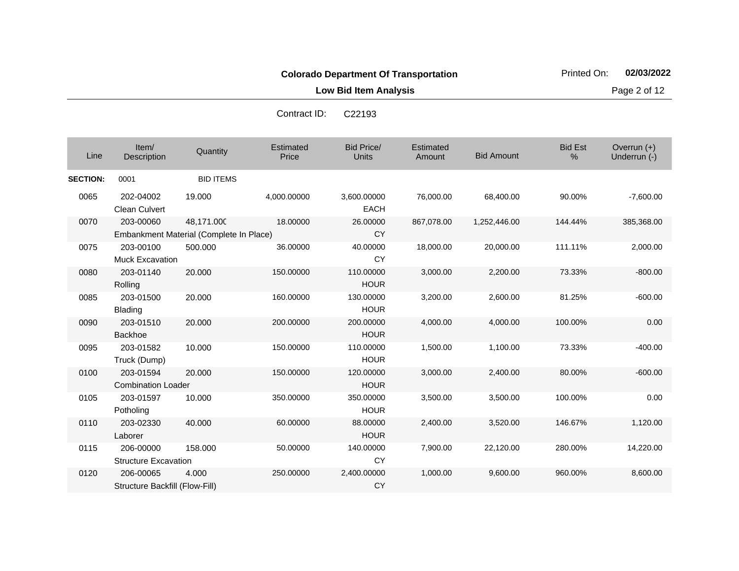**Colorado Department Of Transportation**

**Low Bid Item Analysis**

Printed On: **02/03/2022**

Contract ID: C22193

| Line | Item/ Description | Quantity | Estimated Price | Bid Price/ Units | Estimated Amount | Bid Amount | Bid Est % | Overrun (+) Underrun (-) |
|---|---|---|---|---|---|---|---|---|
| **SECTION:** | 0001 | BID ITEMS | | | | | | |
| 0065 | 202-04002 Clean Culvert | 19.000 | 4,000.00000 | 3,600.00000 EACH | 76,000.00 | 68,400.00 | 90.00% | -7,600.00 |
| 0070 | 203-00060 Embankment Material (Complete In Place) | 48,171.000 | 18.00000 | 26.00000 CY | 867,078.00 | 1,252,446.00 | 144.44% | 385,368.00 |
| 0075 | 203-00100 Muck Excavation | 500.000 | 36.00000 | 40.00000 CY | 18,000.00 | 20,000.00 | 111.11% | 2,000.00 |
| 0080 | 203-01140 Rolling | 20.000 | 150.00000 | 110.00000 HOUR | 3,000.00 | 2,200.00 | 73.33% | -800.00 |
| 0085 | 203-01500 Blading | 20.000 | 160.00000 | 130.00000 HOUR | 3,200.00 | 2,600.00 | 81.25% | -600.00 |
| 0090 | 203-01510 Backhoe | 20.000 | 200.00000 | 200.00000 HOUR | 4,000.00 | 4,000.00 | 100.00% | 0.00 |
| 0095 | 203-01582 Truck (Dump) | 10.000 | 150.00000 | 110.00000 HOUR | 1,500.00 | 1,100.00 | 73.33% | -400.00 |
| 0100 | 203-01594 Combination Loader | 20.000 | 150.00000 | 120.00000 HOUR | 3,000.00 | 2,400.00 | 80.00% | -600.00 |
| 0105 | 203-01597 Potholing | 10.000 | 350.00000 | 350.00000 HOUR | 3,500.00 | 3,500.00 | 100.00% | 0.00 |
| 0110 | 203-02330 Laborer | 40.000 | 60.00000 | 88.00000 HOUR | 2,400.00 | 3,520.00 | 146.67% | 1,120.00 |
| 0115 | 206-00000 Structure Excavation | 158.000 | 50.00000 | 140.00000 CY | 7,900.00 | 22,120.00 | 280.00% | 14,220.00 |
| 0120 | 206-00065 Structure Backfill (Flow-Fill) | 4.000 | 250.00000 | 2,400.00000 CY | 1,000.00 | 9,600.00 | 960.00% | 8,600.00 |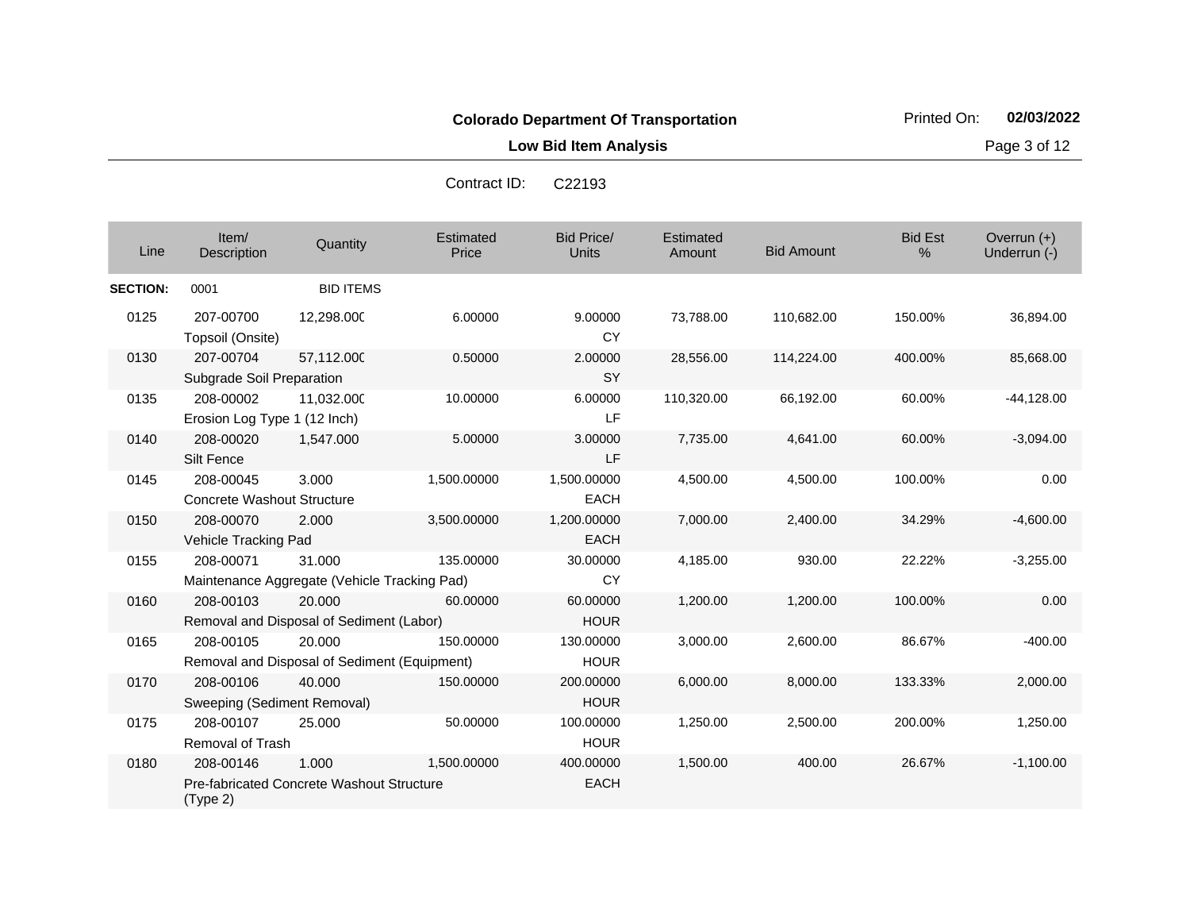**Colorado Department Of Transportation**

**Low Bid Item Analysis**

Printed On: **02/03/2022**

Contract ID: C22193

| Line | Item/ Description | Quantity | Estimated Price | Bid Price/ Units | Estimated Amount | Bid Amount | Bid Est % | Overrun (+) Underrun (-) |
|---|---|---|---|---|---|---|---|---|
| **SECTION:** | 0001 | BID ITEMS | | | | | | |
| 0125 | 207-00700 Topsoil (Onsite) | 12,298.000 | 6.00000 | 9.00000 CY | 73,788.00 | 110,682.00 | 150.00% | 36,894.00 |
| 0130 | 207-00704 Subgrade Soil Preparation | 57,112.000 | 0.50000 | 2.00000 SY | 28,556.00 | 114,224.00 | 400.00% | 85,668.00 |
| 0135 | 208-00002 Erosion Log Type 1 (12 Inch) | 11,032.000 | 10.00000 | 6.00000 LF | 110,320.00 | 66,192.00 | 60.00% | -44,128.00 |
| 0140 | 208-00020 Silt Fence | 1,547.000 | 5.00000 | 3.00000 LF | 7,735.00 | 4,641.00 | 60.00% | -3,094.00 |
| 0145 | 208-00045 Concrete Washout Structure | 3.000 | 1,500.00000 | 1,500.00000 EACH | 4,500.00 | 4,500.00 | 100.00% | 0.00 |
| 0150 | 208-00070 Vehicle Tracking Pad | 2.000 | 3,500.00000 | 1,200.00000 EACH | 7,000.00 | 2,400.00 | 34.29% | -4,600.00 |
| 0155 | 208-00071 Maintenance Aggregate (Vehicle Tracking Pad) | 31.000 | 135.00000 | 30.00000 CY | 4,185.00 | 930.00 | 22.22% | -3,255.00 |
| 0160 | 208-00103 Removal and Disposal of Sediment (Labor) | 20.000 | 60.00000 | 60.00000 HOUR | 1,200.00 | 1,200.00 | 100.00% | 0.00 |
| 0165 | 208-00105 Removal and Disposal of Sediment (Equipment) | 20.000 | 150.00000 | 130.00000 HOUR | 3,000.00 | 2,600.00 | 86.67% | -400.00 |
| 0170 | 208-00106 Sweeping (Sediment Removal) | 40.000 | 150.00000 | 200.00000 HOUR | 6,000.00 | 8,000.00 | 133.33% | 2,000.00 |
| 0175 | 208-00107 Removal of Trash | 25.000 | 50.00000 | 100.00000 HOUR | 1,250.00 | 2,500.00 | 200.00% | 1,250.00 |
| 0180 | 208-00146 Pre-fabricated Concrete Washout Structure (Type 2) | 1.000 | 1,500.00000 | 400.00000 EACH | 1,500.00 | 400.00 | 26.67% | -1,100.00 |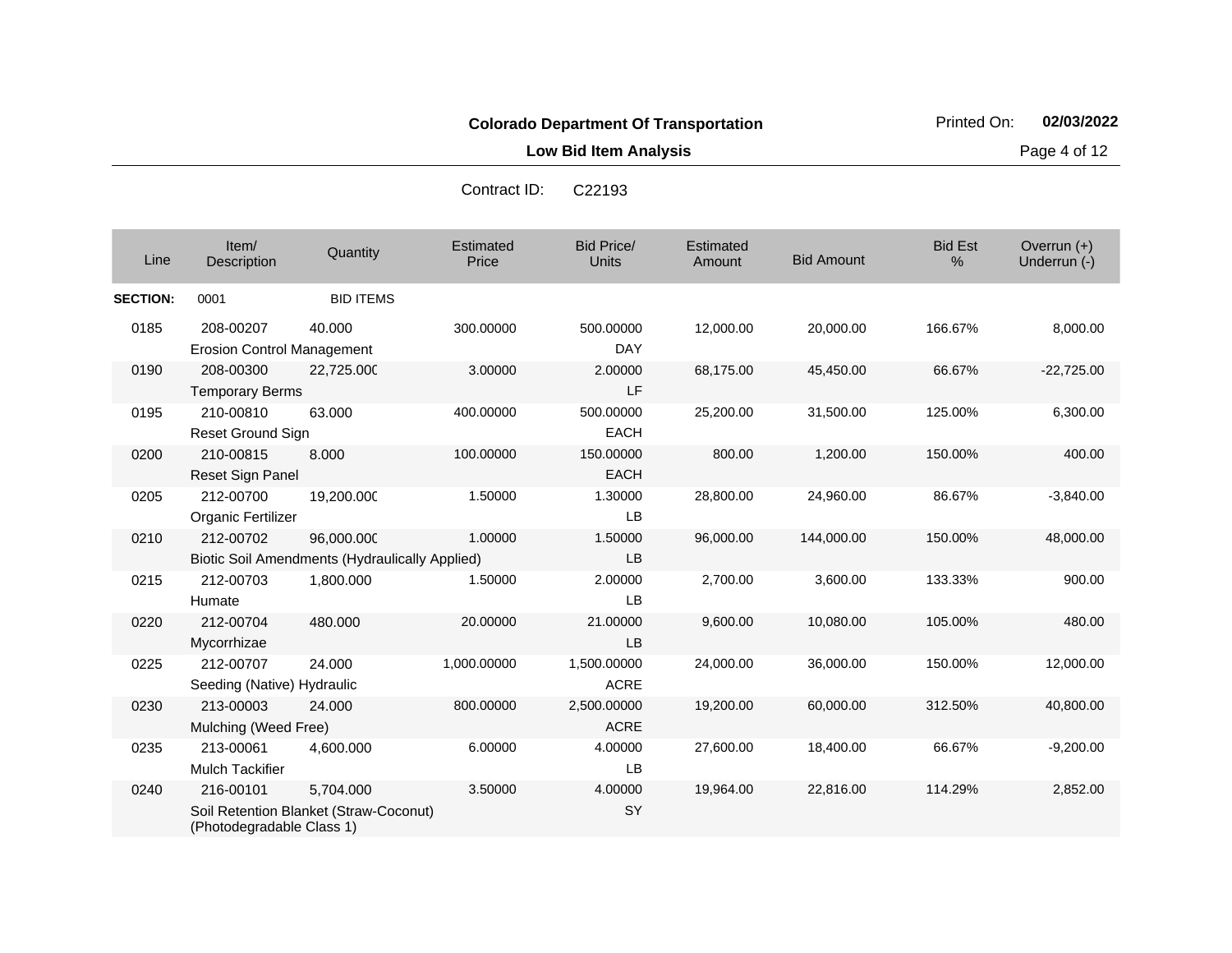**Colorado Department Of Transportation**

**Low Bid Item Analysis**

Printed On: **02/03/2022**

Contract ID: C22193

| Line | Item/ Description | Quantity | Estimated Price | Bid Price/ Units | Estimated Amount | Bid Amount | Bid Est % | Overrun (+) Underrun (-) |
|---|---|---|---|---|---|---|---|---|
| **SECTION:** | 0001 | BID ITEMS | | | | | | |
| 0185 | 208-00207 Erosion Control Management | 40.000 | 300.00000 | 500.00000 DAY | 12,000.00 | 20,000.00 | 166.67% | 8,000.00 |
| 0190 | 208-00300 Temporary Berms | 22,725.000 | 3.00000 | 2.00000 LF | 68,175.00 | 45,450.00 | 66.67% | -22,725.00 |
| 0195 | 210-00810 Reset Ground Sign | 63.000 | 400.00000 | 500.00000 EACH | 25,200.00 | 31,500.00 | 125.00% | 6,300.00 |
| 0200 | 210-00815 Reset Sign Panel | 8.000 | 100.00000 | 150.00000 EACH | 800.00 | 1,200.00 | 150.00% | 400.00 |
| 0205 | 212-00700 Organic Fertilizer | 19,200.000 | 1.50000 | 1.30000 LB | 28,800.00 | 24,960.00 | 86.67% | -3,840.00 |
| 0210 | 212-00702 Biotic Soil Amendments (Hydraulically Applied) | 96,000.000 | 1.00000 | 1.50000 LB | 96,000.00 | 144,000.00 | 150.00% | 48,000.00 |
| 0215 | 212-00703 Humate | 1,800.000 | 1.50000 | 2.00000 LB | 2,700.00 | 3,600.00 | 133.33% | 900.00 |
| 0220 | 212-00704 Mycorrhizae | 480.000 | 20.00000 | 21.00000 LB | 9,600.00 | 10,080.00 | 105.00% | 480.00 |
| 0225 | 212-00707 Seeding (Native) Hydraulic | 24.000 | 1,000.00000 | 1,500.00000 ACRE | 24,000.00 | 36,000.00 | 150.00% | 12,000.00 |
| 0230 | 213-00003 Mulching (Weed Free) | 24.000 | 800.00000 | 2,500.00000 ACRE | 19,200.00 | 60,000.00 | 312.50% | 40,800.00 |
| 0235 | 213-00061 Mulch Tackifier | 4,600.000 | 6.00000 | 4.00000 LB | 27,600.00 | 18,400.00 | 66.67% | -9,200.00 |
| 0240 | 216-00101 Soil Retention Blanket (Straw-Coconut) (Photodegradable Class 1) | 5,704.000 | 3.50000 | 4.00000 SY | 19,964.00 | 22,816.00 | 114.29% | 2,852.00 |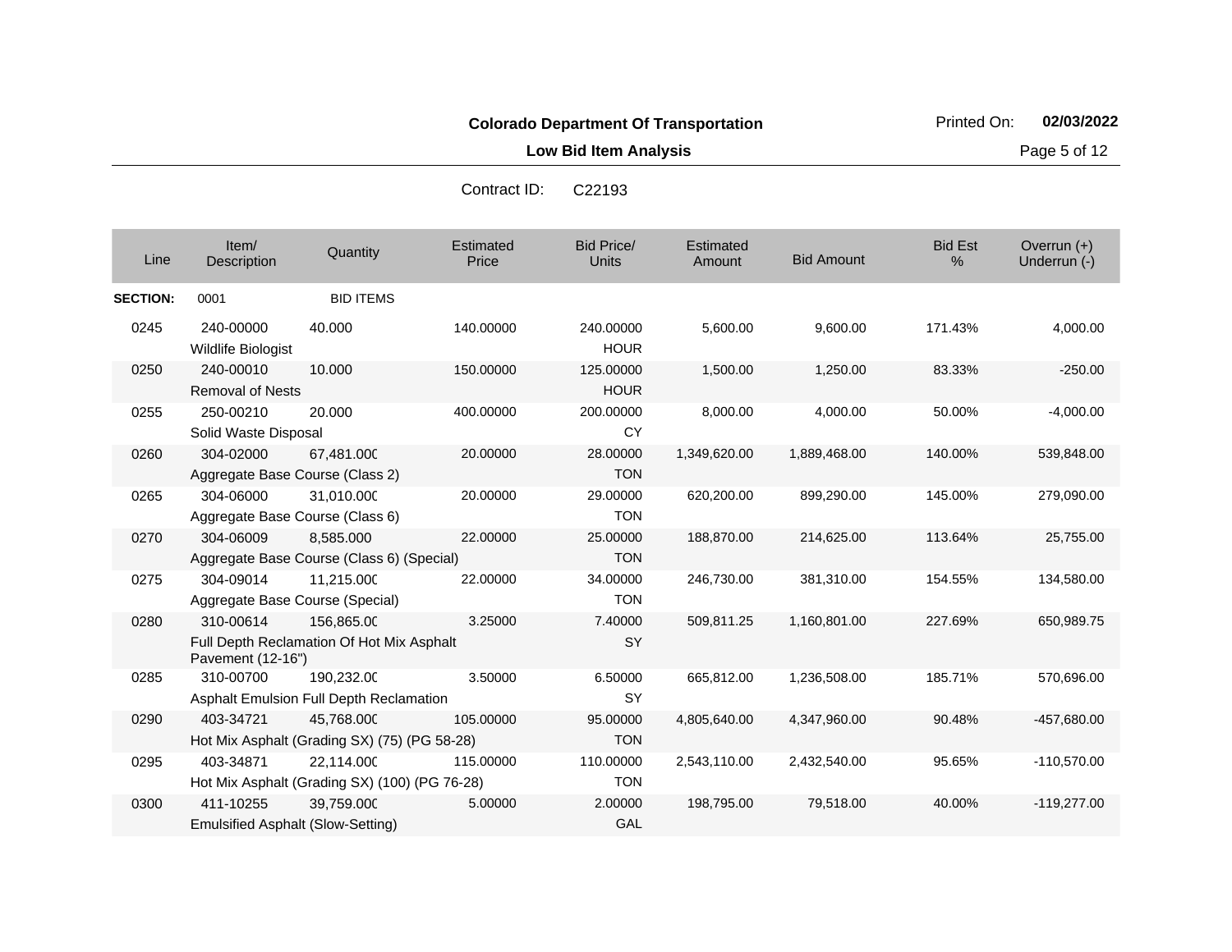**Colorado Department Of Transportation**

**Low Bid Item Analysis**

Printed On: **02/03/2022**

Contract ID: C22193

| Line | Item/ Description | Quantity | Estimated Price | Bid Price/ Units | Estimated Amount | Bid Amount | Bid Est % | Overrun (+) Underrun (-) |
|---|---|---|---|---|---|---|---|---|
| **SECTION:** | 0001 | BID ITEMS | | | | | | |
| 0245 | 240-00000 Wildlife Biologist | 40.000 | 140.00000 | 240.00000 HOUR | 5,600.00 | 9,600.00 | 171.43% | 4,000.00 |
| 0250 | 240-00010 Removal of Nests | 10.000 | 150.00000 | 125.00000 HOUR | 1,500.00 | 1,250.00 | 83.33% | -250.00 |
| 0255 | 250-00210 Solid Waste Disposal | 20.000 | 400.00000 | 200.00000 CY | 8,000.00 | 4,000.00 | 50.00% | -4,000.00 |
| 0260 | 304-02000 Aggregate Base Course (Class 2) | 67,481.000 | 20.00000 | 28.00000 TON | 1,349,620.00 | 1,889,468.00 | 140.00% | 539,848.00 |
| 0265 | 304-06000 Aggregate Base Course (Class 6) | 31,010.000 | 20.00000 | 29.00000 TON | 620,200.00 | 899,290.00 | 145.00% | 279,090.00 |
| 0270 | 304-06009 Aggregate Base Course (Class 6) (Special) | 8,585.000 | 22.00000 | 25.00000 TON | 188,870.00 | 214,625.00 | 113.64% | 25,755.00 |
| 0275 | 304-09014 Aggregate Base Course (Special) | 11,215.000 | 22.00000 | 34.00000 TON | 246,730.00 | 381,310.00 | 154.55% | 134,580.00 |
| 0280 | 310-00614 Full Depth Reclamation Of Hot Mix Asphalt Pavement (12-16") | 156,865.00 | 3.25000 | 7.40000 SY | 509,811.25 | 1,160,801.00 | 227.69% | 650,989.75 |
| 0285 | 310-00700 Asphalt Emulsion Full Depth Reclamation | 190,232.00 | 3.50000 | 6.50000 SY | 665,812.00 | 1,236,508.00 | 185.71% | 570,696.00 |
| 0290 | 403-34721 Hot Mix Asphalt (Grading SX) (75) (PG 58-28) | 45,768.000 | 105.00000 | 95.00000 TON | 4,805,640.00 | 4,347,960.00 | 90.48% | -457,680.00 |
| 0295 | 403-34871 Hot Mix Asphalt (Grading SX) (100) (PG 76-28) | 22,114.000 | 115.00000 | 110.00000 TON | 2,543,110.00 | 2,432,540.00 | 95.65% | -110,570.00 |
| 0300 | 411-10255 Emulsified Asphalt (Slow-Setting) | 39,759.000 | 5.00000 | 2.00000 GAL | 198,795.00 | 79,518.00 | 40.00% | -119,277.00 |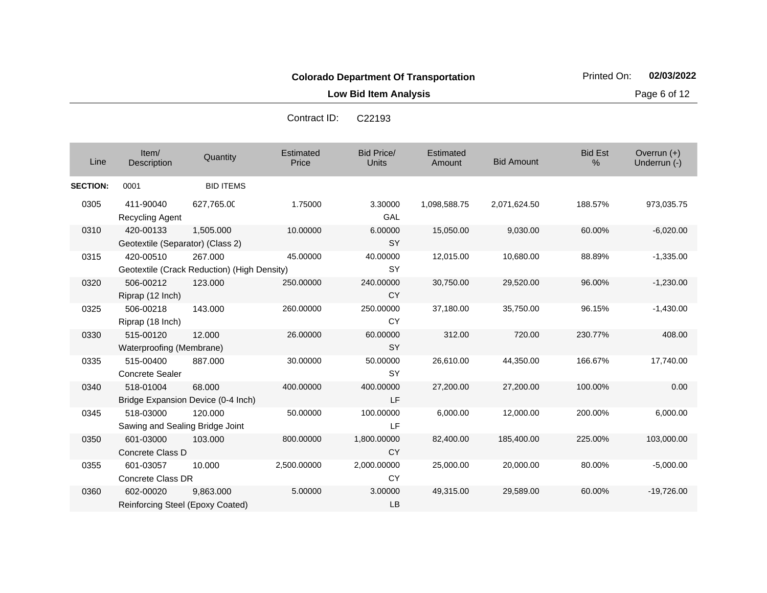**Colorado Department Of Transportation**

**Low Bid Item Analysis**

Contract ID: C22193

| Line | Item/ Description | Quantity | Estimated Price | Bid Price/ Units | Estimated Amount | Bid Amount | Bid Est % | Overrun (+) Underrun (-) |
|---|---|---|---|---|---|---|---|---|
| **SECTION:** | 0001 | BID ITEMS | | | | | | |
| 0305 | 411-90040 Recycling Agent | 627,765.0C | 1.75000 | 3.30000 GAL | 1,098,588.75 | 2,071,624.50 | 188.57% | 973,035.75 |
| 0310 | 420-00133 Geotextile (Separator) (Class 2) | 1,505.000 | 10.00000 | 6.00000 SY | 15,050.00 | 9,030.00 | 60.00% | -6,020.00 |
| 0315 | 420-00510 Geotextile (Crack Reduction) (High Density) | 267.000 | 45.00000 | 40.00000 SY | 12,015.00 | 10,680.00 | 88.89% | -1,335.00 |
| 0320 | 506-00212 Riprap (12 Inch) | 123.000 | 250.00000 | 240.00000 CY | 30,750.00 | 29,520.00 | 96.00% | -1,230.00 |
| 0325 | 506-00218 Riprap (18 Inch) | 143.000 | 260.00000 | 250.00000 CY | 37,180.00 | 35,750.00 | 96.15% | -1,430.00 |
| 0330 | 515-00120 Waterproofing (Membrane) | 12.000 | 26.00000 | 60.00000 SY | 312.00 | 720.00 | 230.77% | 408.00 |
| 0335 | 515-00400 Concrete Sealer | 887.000 | 30.00000 | 50.00000 SY | 26,610.00 | 44,350.00 | 166.67% | 17,740.00 |
| 0340 | 518-01004 Bridge Expansion Device (0-4 Inch) | 68.000 | 400.00000 | 400.00000 LF | 27,200.00 | 27,200.00 | 100.00% | 0.00 |
| 0345 | 518-03000 Sawing and Sealing Bridge Joint | 120.000 | 50.00000 | 100.00000 LF | 6,000.00 | 12,000.00 | 200.00% | 6,000.00 |
| 0350 | 601-03000 Concrete Class D | 103.000 | 800.00000 | 1,800.00000 CY | 82,400.00 | 185,400.00 | 225.00% | 103,000.00 |
| 0355 | 601-03057 Concrete Class DR | 10.000 | 2,500.00000 | 2,000.00000 CY | 25,000.00 | 20,000.00 | 80.00% | -5,000.00 |
| 0360 | 602-00020 Reinforcing Steel (Epoxy Coated) | 9,863.000 | 5.00000 | 3.00000 LB | 49,315.00 | 29,589.00 | 60.00% | -19,726.00 |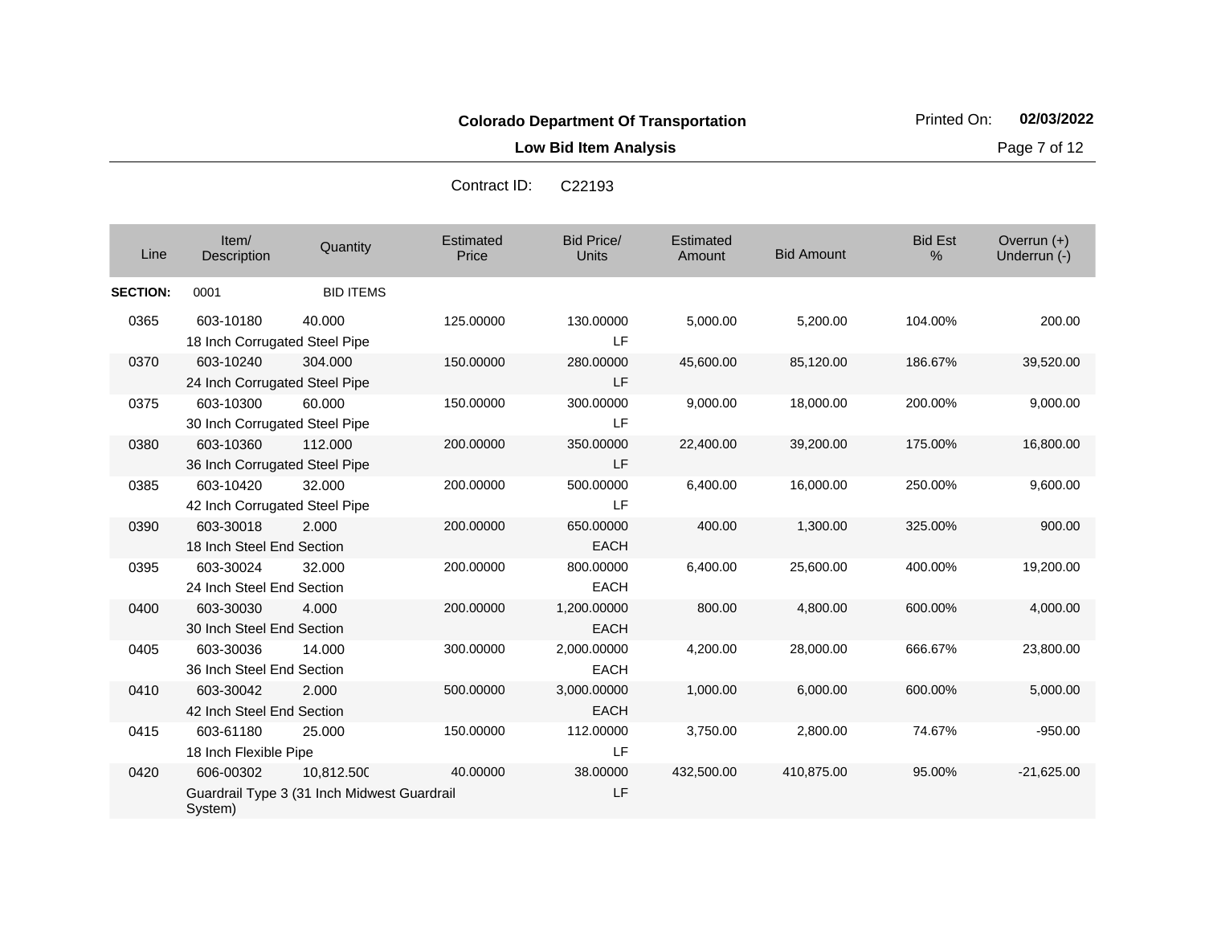**Colorado Department Of Transportation**

**Low Bid Item Analysis**

Printed On: **02/03/2022**

Contract ID: C22193

| Line | Item/ Description | Quantity | Estimated Price | Bid Price/ Units | Estimated Amount | Bid Amount | Bid Est % | Overrun (+) Underrun (-) |
|---|---|---|---|---|---|---|---|---|
| **SECTION:** | 0001 | BID ITEMS | | | | | | |
| 0365 | 603-10180 18 Inch Corrugated Steel Pipe | 40.000 | 125.00000 | 130.00000 LF | 5,000.00 | 5,200.00 | 104.00% | 200.00 |
| 0370 | 603-10240 24 Inch Corrugated Steel Pipe | 304.000 | 150.00000 | 280.00000 LF | 45,600.00 | 85,120.00 | 186.67% | 39,520.00 |
| 0375 | 603-10300 30 Inch Corrugated Steel Pipe | 60.000 | 150.00000 | 300.00000 LF | 9,000.00 | 18,000.00 | 200.00% | 9,000.00 |
| 0380 | 603-10360 36 Inch Corrugated Steel Pipe | 112.000 | 200.00000 | 350.00000 LF | 22,400.00 | 39,200.00 | 175.00% | 16,800.00 |
| 0385 | 603-10420 42 Inch Corrugated Steel Pipe | 32.000 | 200.00000 | 500.00000 LF | 6,400.00 | 16,000.00 | 250.00% | 9,600.00 |
| 0390 | 603-30018 18 Inch Steel End Section | 2.000 | 200.00000 | 650.00000 EACH | 400.00 | 1,300.00 | 325.00% | 900.00 |
| 0395 | 603-30024 24 Inch Steel End Section | 32.000 | 200.00000 | 800.00000 EACH | 6,400.00 | 25,600.00 | 400.00% | 19,200.00 |
| 0400 | 603-30030 30 Inch Steel End Section | 4.000 | 200.00000 | 1,200.00000 EACH | 800.00 | 4,800.00 | 600.00% | 4,000.00 |
| 0405 | 603-30036 36 Inch Steel End Section | 14.000 | 300.00000 | 2,000.00000 EACH | 4,200.00 | 28,000.00 | 666.67% | 23,800.00 |
| 0410 | 603-30042 42 Inch Steel End Section | 2.000 | 500.00000 | 3,000.00000 EACH | 1,000.00 | 6,000.00 | 600.00% | 5,000.00 |
| 0415 | 603-61180 18 Inch Flexible Pipe | 25.000 | 150.00000 | 112.00000 LF | 3,750.00 | 2,800.00 | 74.67% | -950.00 |
| 0420 | 606-00302 Guardrail Type 3 (31 Inch Midwest Guardrail System) | 10,812.500 | 40.00000 | 38.00000 LF | 432,500.00 | 410,875.00 | 95.00% | -21,625.00 |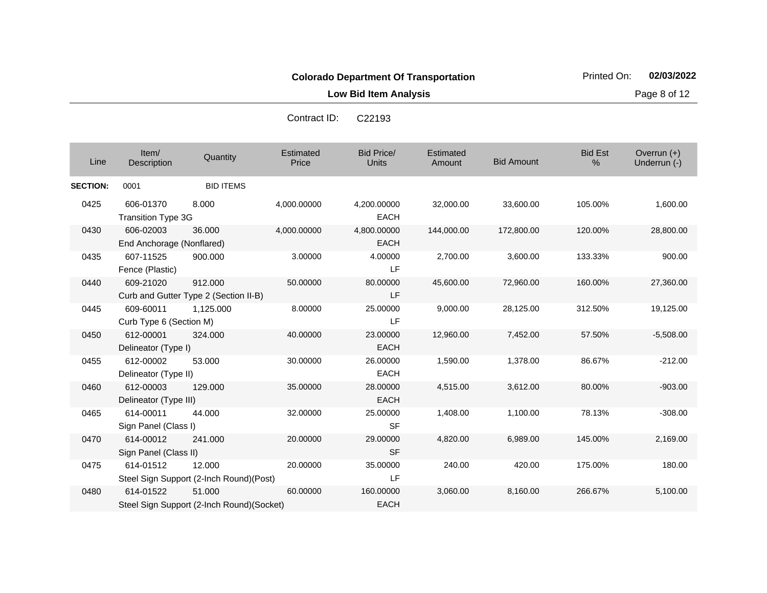**Colorado Department Of Transportation**

**Low Bid Item Analysis**

Contract ID: C22193

| Line | Item/ Description | Quantity | Estimated Price | Bid Price/ Units | Estimated Amount | Bid Amount | Bid Est % | Overrun (+) Underrun (-) |
|---|---|---|---|---|---|---|---|---|
| **SECTION:** | 0001 | BID ITEMS | | | | | | |
| 0425 | 606-01370 Transition Type 3G | 8.000 | 4,000.00000 | 4,200.00000 EACH | 32,000.00 | 33,600.00 | 105.00% | 1,600.00 |
| 0430 | 606-02003 End Anchorage (Nonflared) | 36.000 | 4,000.00000 | 4,800.00000 EACH | 144,000.00 | 172,800.00 | 120.00% | 28,800.00 |
| 0435 | 607-11525 Fence (Plastic) | 900.000 | 3.00000 | 4.00000 LF | 2,700.00 | 3,600.00 | 133.33% | 900.00 |
| 0440 | 609-21020 Curb and Gutter Type 2 (Section II-B) | 912.000 | 50.00000 | 80.00000 LF | 45,600.00 | 72,960.00 | 160.00% | 27,360.00 |
| 0445 | 609-60011 Curb Type 6 (Section M) | 1,125.000 | 8.00000 | 25.00000 LF | 9,000.00 | 28,125.00 | 312.50% | 19,125.00 |
| 0450 | 612-00001 Delineator (Type I) | 324.000 | 40.00000 | 23.00000 EACH | 12,960.00 | 7,452.00 | 57.50% | -5,508.00 |
| 0455 | 612-00002 Delineator (Type II) | 53.000 | 30.00000 | 26.00000 EACH | 1,590.00 | 1,378.00 | 86.67% | -212.00 |
| 0460 | 612-00003 Delineator (Type III) | 129.000 | 35.00000 | 28.00000 EACH | 4,515.00 | 3,612.00 | 80.00% | -903.00 |
| 0465 | 614-00011 Sign Panel (Class I) | 44.000 | 32.00000 | 25.00000 SF | 1,408.00 | 1,100.00 | 78.13% | -308.00 |
| 0470 | 614-00012 Sign Panel (Class II) | 241.000 | 20.00000 | 29.00000 SF | 4,820.00 | 6,989.00 | 145.00% | 2,169.00 |
| 0475 | 614-01512 Steel Sign Support (2-Inch Round)(Post) | 12.000 | 20.00000 | 35.00000 LF | 240.00 | 420.00 | 175.00% | 180.00 |
| 0480 | 614-01522 Steel Sign Support (2-Inch Round)(Socket) | 51.000 | 60.00000 | 160.00000 EACH | 3,060.00 | 8,160.00 | 266.67% | 5,100.00 |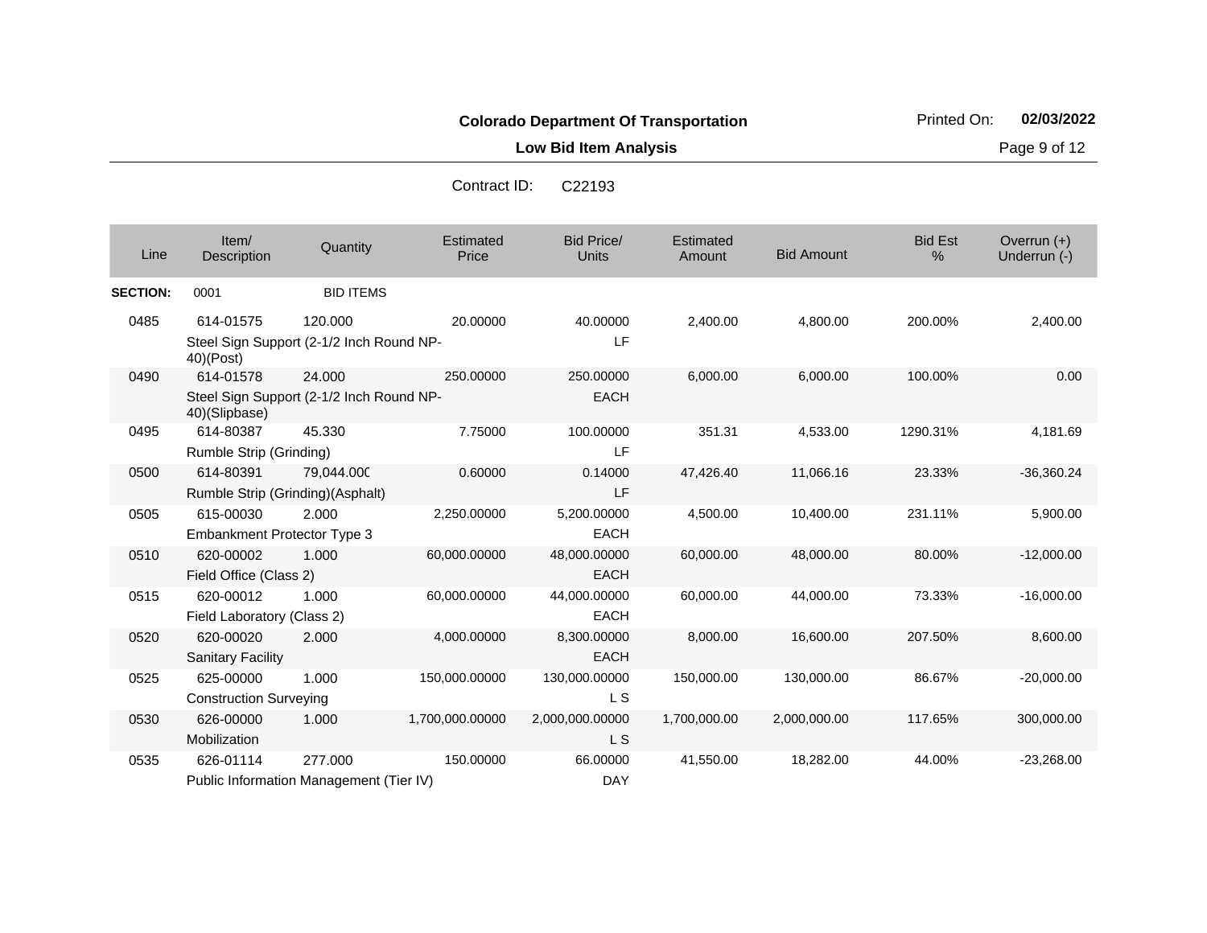**Colorado Department Of Transportation**

Printed On: **02/03/2022**

**Low Bid Item Analysis**

Contract ID: C22193

| Line | Item/ Description | Quantity | Estimated Price | Bid Price/ Units | Estimated Amount | Bid Amount | Bid Est % | Overrun (+) Underrun (-) |
|---|---|---|---|---|---|---|---|---|
| **SECTION:** | 0001 | BID ITEMS | | | | | | |
| 0485 | 614-01575 Steel Sign Support (2-1/2 Inch Round NP-40)(Post) | 120.000 | 20.00000 | 40.00000 LF | 2,400.00 | 4,800.00 | 200.00% | 2,400.00 |
| 0490 | 614-01578 Steel Sign Support (2-1/2 Inch Round NP-40)(Slipbase) | 24.000 | 250.00000 | 250.00000 EACH | 6,000.00 | 6,000.00 | 100.00% | 0.00 |
| 0495 | 614-80387 Rumble Strip (Grinding) | 45.330 | 7.75000 | 100.00000 LF | 351.31 | 4,533.00 | 1290.31% | 4,181.69 |
| 0500 | 614-80391 Rumble Strip (Grinding)(Asphalt) | 79,044.000 | 0.60000 | 0.14000 LF | 47,426.40 | 11,066.16 | 23.33% | -36,360.24 |
| 0505 | 615-00030 Embankment Protector Type 3 | 2.000 | 2,250.00000 | 5,200.00000 EACH | 4,500.00 | 10,400.00 | 231.11% | 5,900.00 |
| 0510 | 620-00002 Field Office (Class 2) | 1.000 | 60,000.00000 | 48,000.00000 EACH | 60,000.00 | 48,000.00 | 80.00% | -12,000.00 |
| 0515 | 620-00012 Field Laboratory (Class 2) | 1.000 | 60,000.00000 | 44,000.00000 EACH | 60,000.00 | 44,000.00 | 73.33% | -16,000.00 |
| 0520 | 620-00020 Sanitary Facility | 2.000 | 4,000.00000 | 8,300.00000 EACH | 8,000.00 | 16,600.00 | 207.50% | 8,600.00 |
| 0525 | 625-00000 Construction Surveying | 1.000 | 150,000.00000 | 130,000.00000 L S | 150,000.00 | 130,000.00 | 86.67% | -20,000.00 |
| 0530 | 626-00000 Mobilization | 1.000 | 1,700,000.00000 | 2,000,000.00000 L S | 1,700,000.00 | 2,000,000.00 | 117.65% | 300,000.00 |
| 0535 | 626-01114 Public Information Management (Tier IV) | 277.000 | 150.00000 | 66.00000 DAY | 41,550.00 | 18,282.00 | 44.00% | -23,268.00 |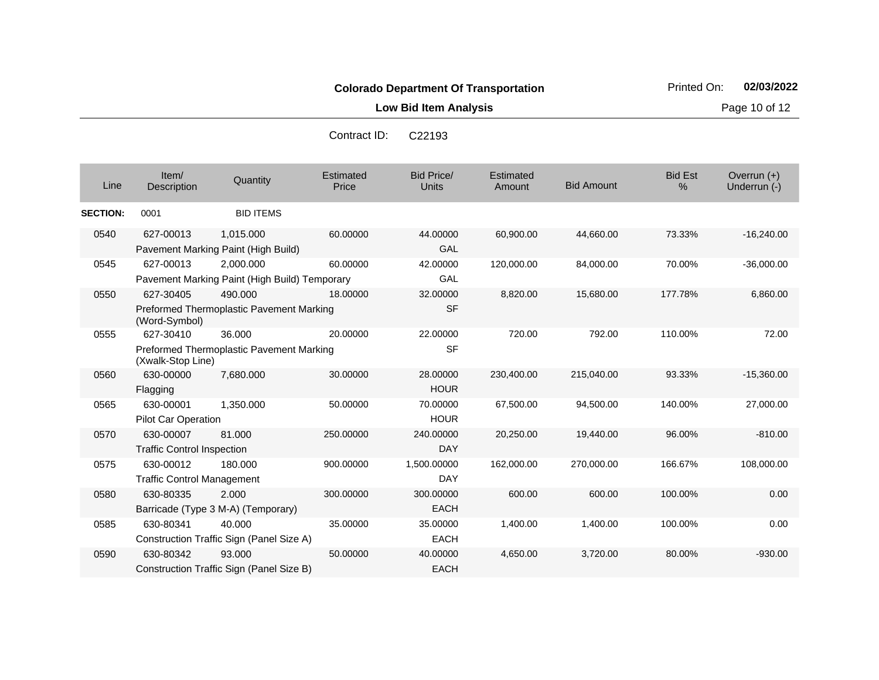**Colorado Department Of Transportation**

**Low Bid Item Analysis**

Printed On: **02/03/2022**

Contract ID: C22193

| Line | Item/ Description | Quantity | Estimated Price | Bid Price/ Units | Estimated Amount | Bid Amount | Bid Est % | Overrun (+) Underrun (-) |
|---|---|---|---|---|---|---|---|---|
| **SECTION:** | 0001 | BID ITEMS | | | | | | |
| 0540 | 627-00013 Pavement Marking Paint (High Build) | 1,015.000 | 60.00000 | 44.00000 GAL | 60,900.00 | 44,660.00 | 73.33% | -16,240.00 |
| 0545 | 627-00013 Pavement Marking Paint (High Build) Temporary | 2,000.000 | 60.00000 | 42.00000 GAL | 120,000.00 | 84,000.00 | 70.00% | -36,000.00 |
| 0550 | 627-30405 Preformed Thermoplastic Pavement Marking (Word-Symbol) | 490.000 | 18.00000 | 32.00000 SF | 8,820.00 | 15,680.00 | 177.78% | 6,860.00 |
| 0555 | 627-30410 Preformed Thermoplastic Pavement Marking (Xwalk-Stop Line) | 36.000 | 20.00000 | 22.00000 SF | 720.00 | 792.00 | 110.00% | 72.00 |
| 0560 | 630-00000 Flagging | 7,680.000 | 30.00000 | 28.00000 HOUR | 230,400.00 | 215,040.00 | 93.33% | -15,360.00 |
| 0565 | 630-00001 Pilot Car Operation | 1,350.000 | 50.00000 | 70.00000 HOUR | 67,500.00 | 94,500.00 | 140.00% | 27,000.00 |
| 0570 | 630-00007 Traffic Control Inspection | 81.000 | 250.00000 | 240.00000 DAY | 20,250.00 | 19,440.00 | 96.00% | -810.00 |
| 0575 | 630-00012 Traffic Control Management | 180.000 | 900.00000 | 1,500.00000 DAY | 162,000.00 | 270,000.00 | 166.67% | 108,000.00 |
| 0580 | 630-80335 Barricade (Type 3 M-A) (Temporary) | 2.000 | 300.00000 | 300.00000 EACH | 600.00 | 600.00 | 100.00% | 0.00 |
| 0585 | 630-80341 Construction Traffic Sign (Panel Size A) | 40.000 | 35.00000 | 35.00000 EACH | 1,400.00 | 1,400.00 | 100.00% | 0.00 |
| 0590 | 630-80342 Construction Traffic Sign (Panel Size B) | 93.000 | 50.00000 | 40.00000 EACH | 4,650.00 | 3,720.00 | 80.00% | -930.00 |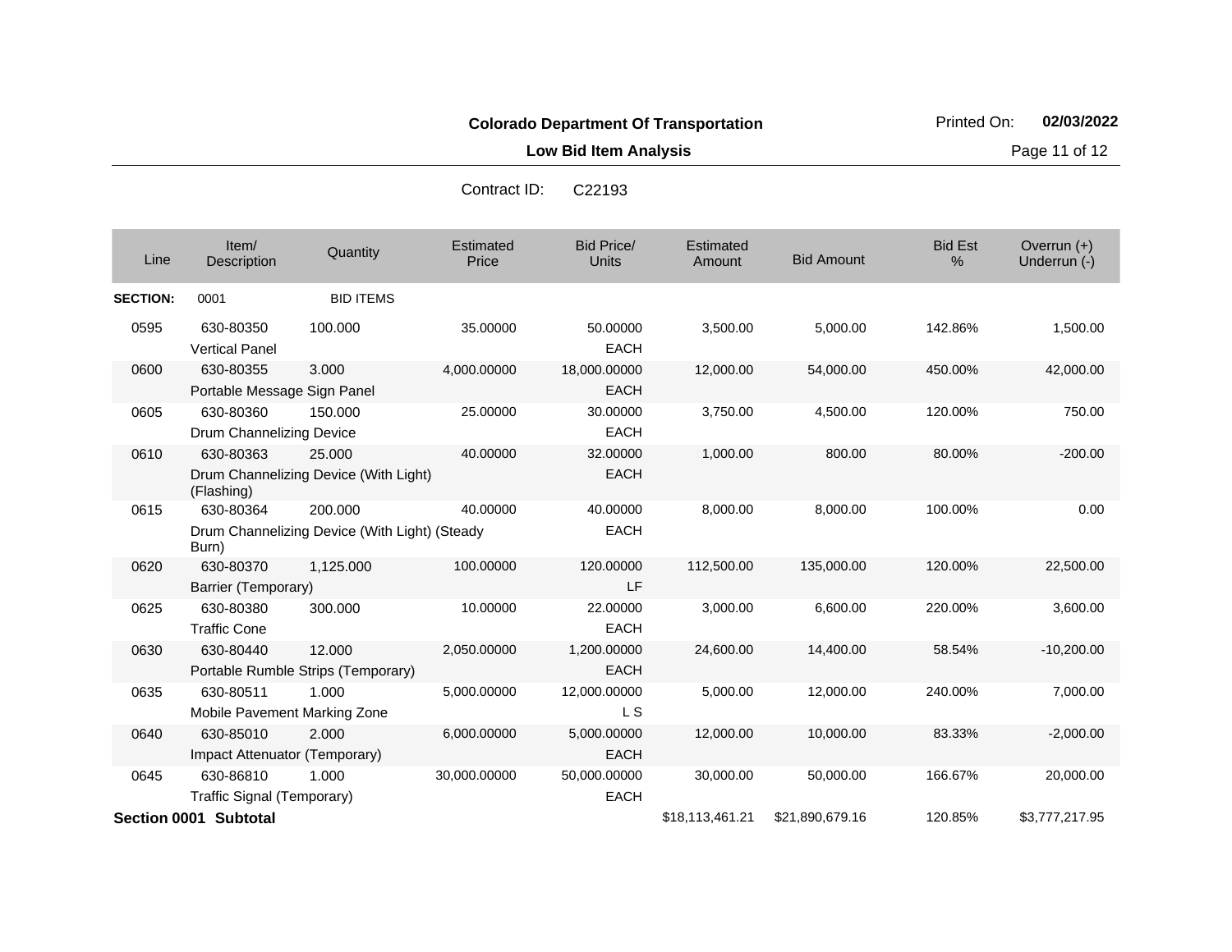**Colorado Department Of Transportation**

**Low Bid Item Analysis**

Printed On: **02/03/2022**

Contract ID: C22193

| Line | Item/ Description | Quantity | Estimated Price | Bid Price/ Units | Estimated Amount | Bid Amount | Bid Est % | Overrun (+) Underrun (-) |
|---|---|---|---|---|---|---|---|---|
| **SECTION:** | 0001 | BID ITEMS | | | | | | |
| 0595 | 630-80350 Vertical Panel | 100.000 | 35.00000 | 50.00000 EACH | 3,500.00 | 5,000.00 | 142.86% | 1,500.00 |
| 0600 | 630-80355 Portable Message Sign Panel | 3.000 | 4,000.00000 | 18,000.00000 EACH | 12,000.00 | 54,000.00 | 450.00% | 42,000.00 |
| 0605 | 630-80360 Drum Channelizing Device | 150.000 | 25.00000 | 30.00000 EACH | 3,750.00 | 4,500.00 | 120.00% | 750.00 |
| 0610 | 630-80363 Drum Channelizing Device (With Light) (Flashing) | 25.000 | 40.00000 | 32.00000 EACH | 1,000.00 | 800.00 | 80.00% | -200.00 |
| 0615 | 630-80364 Drum Channelizing Device (With Light) (Steady Burn) | 200.000 | 40.00000 | 40.00000 EACH | 8,000.00 | 8,000.00 | 100.00% | 0.00 |
| 0620 | 630-80370 Barrier (Temporary) | 1,125.000 | 100.00000 | 120.00000 LF | 112,500.00 | 135,000.00 | 120.00% | 22,500.00 |
| 0625 | 630-80380 Traffic Cone | 300.000 | 10.00000 | 22.00000 EACH | 3,000.00 | 6,600.00 | 220.00% | 3,600.00 |
| 0630 | 630-80440 Portable Rumble Strips (Temporary) | 12.000 | 2,050.00000 | 1,200.00000 EACH | 24,600.00 | 14,400.00 | 58.54% | -10,200.00 |
| 0635 | 630-80511 Mobile Pavement Marking Zone | 1.000 | 5,000.00000 | 12,000.00000 L S | 5,000.00 | 12,000.00 | 240.00% | 7,000.00 |
| 0640 | 630-85010 Impact Attenuator (Temporary) | 2.000 | 6,000.00000 | 5,000.00000 EACH | 12,000.00 | 10,000.00 | 83.33% | -2,000.00 |
| 0645 | 630-86810 Traffic Signal (Temporary) | 1.000 | 30,000.00000 | 50,000.00000 EACH | 30,000.00 | 50,000.00 | 166.67% | 20,000.00 |
| **Section 0001 Subtotal** | | | | | $18,113,461.21 | $21,890,679.16 | 120.85% | $3,777,217.95 |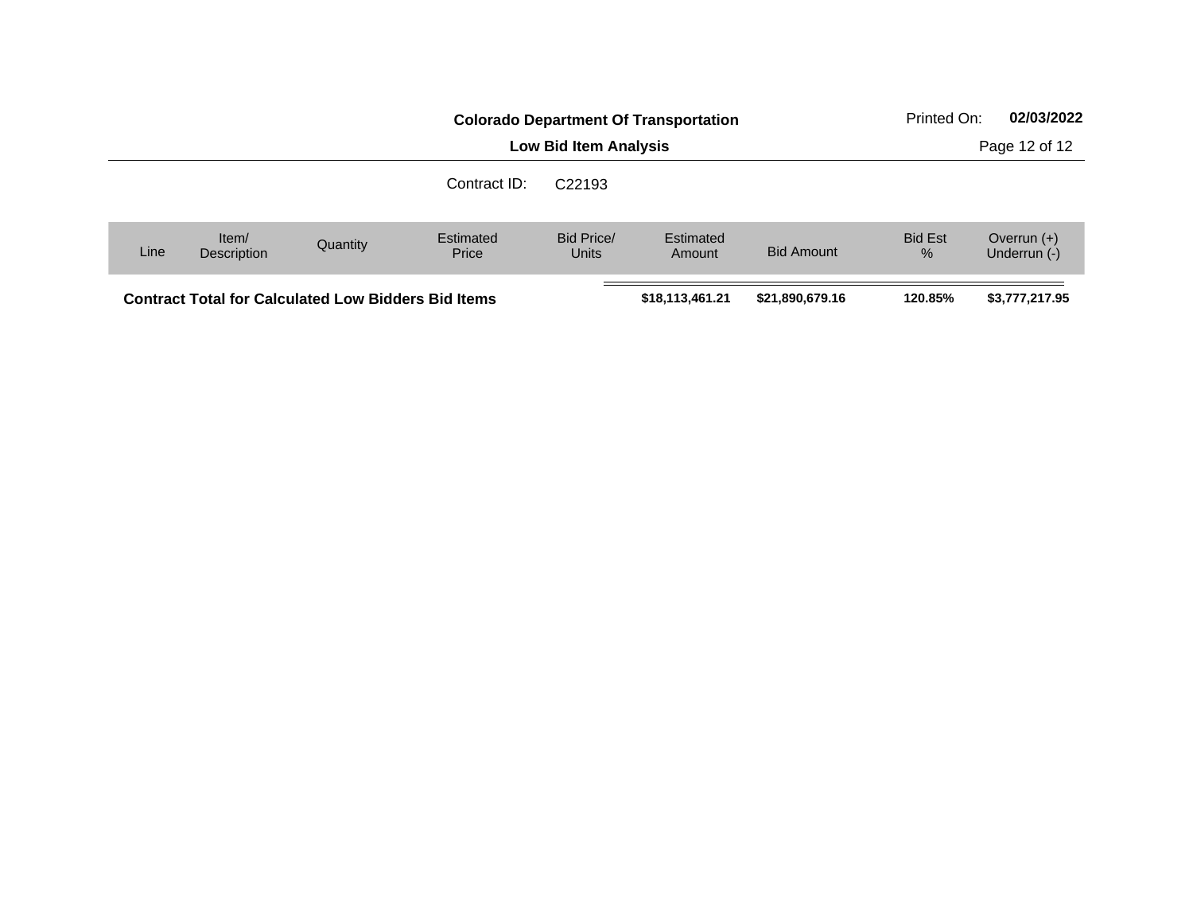**Colorado Department Of Transportation**

**Low Bid Item Analysis**

Contract ID: C22193

| Line | Item/ Description | Quantity | Estimated Price | Bid Price/ Units | Estimated Amount | Bid Amount | Bid Est % | Overrun (+) Underrun (-) |
|---|---|---|---|---|---|---|---|---|
| **Contract Total for Calculated Low Bidders Bid Items** | | | | | **$18,113,461.21** | **$21,890,679.16** | **120.85%** | **$3,777,217.95** |